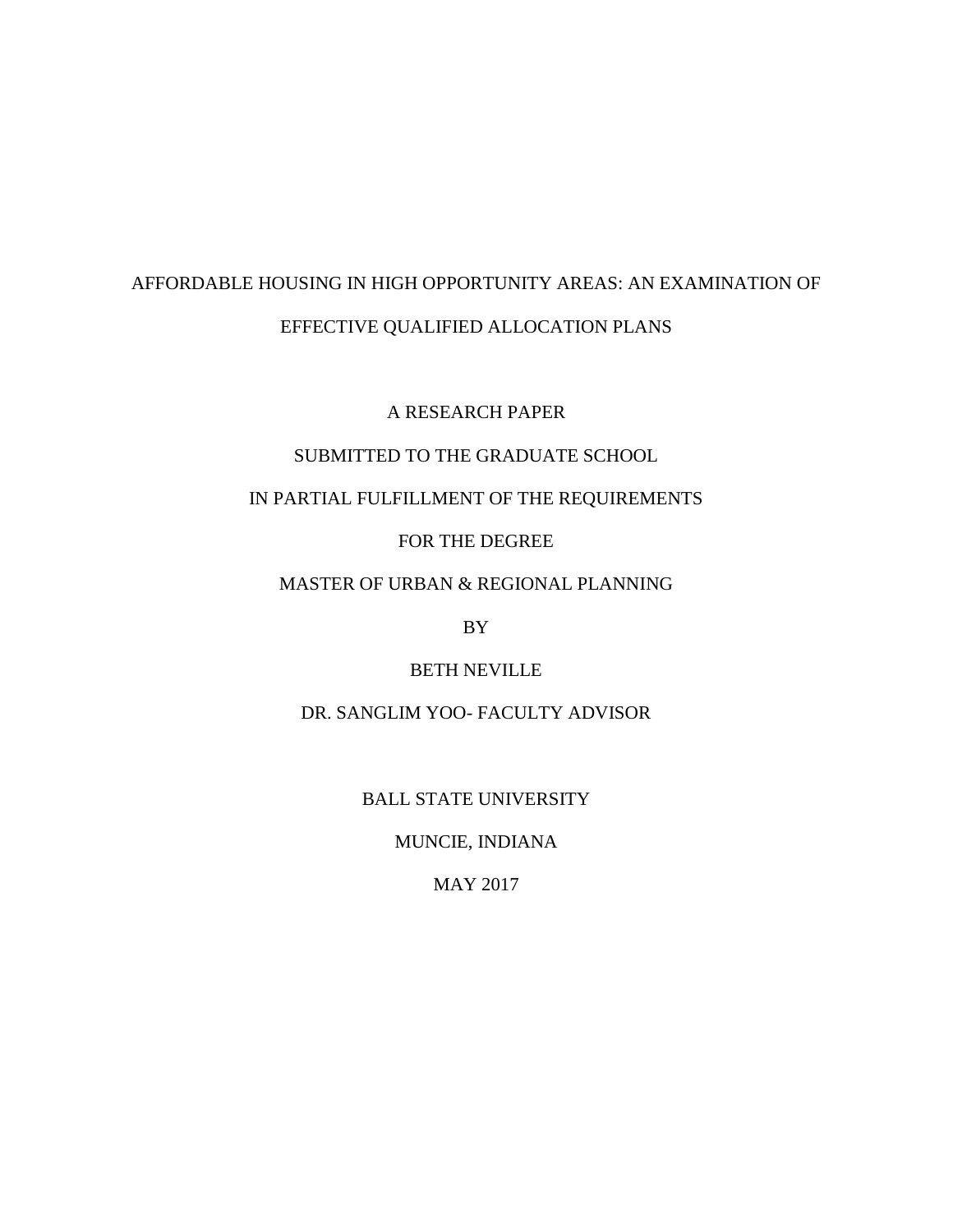# AFFORDABLE HOUSING IN HIGH OPPORTUNITY AREAS: AN EXAMINATION OF EFFECTIVE QUALIFIED ALLOCATION PLANS

A RESEARCH PAPER

SUBMITTED TO THE GRADUATE SCHOOL

IN PARTIAL FULFILLMENT OF THE REQUIREMENTS

FOR THE DEGREE

MASTER OF URBAN & REGIONAL PLANNING

BY

BETH NEVILLE

DR. SANGLIM YOO- FACULTY ADVISOR

BALL STATE UNIVERSITY

MUNCIE, INDIANA

MAY 2017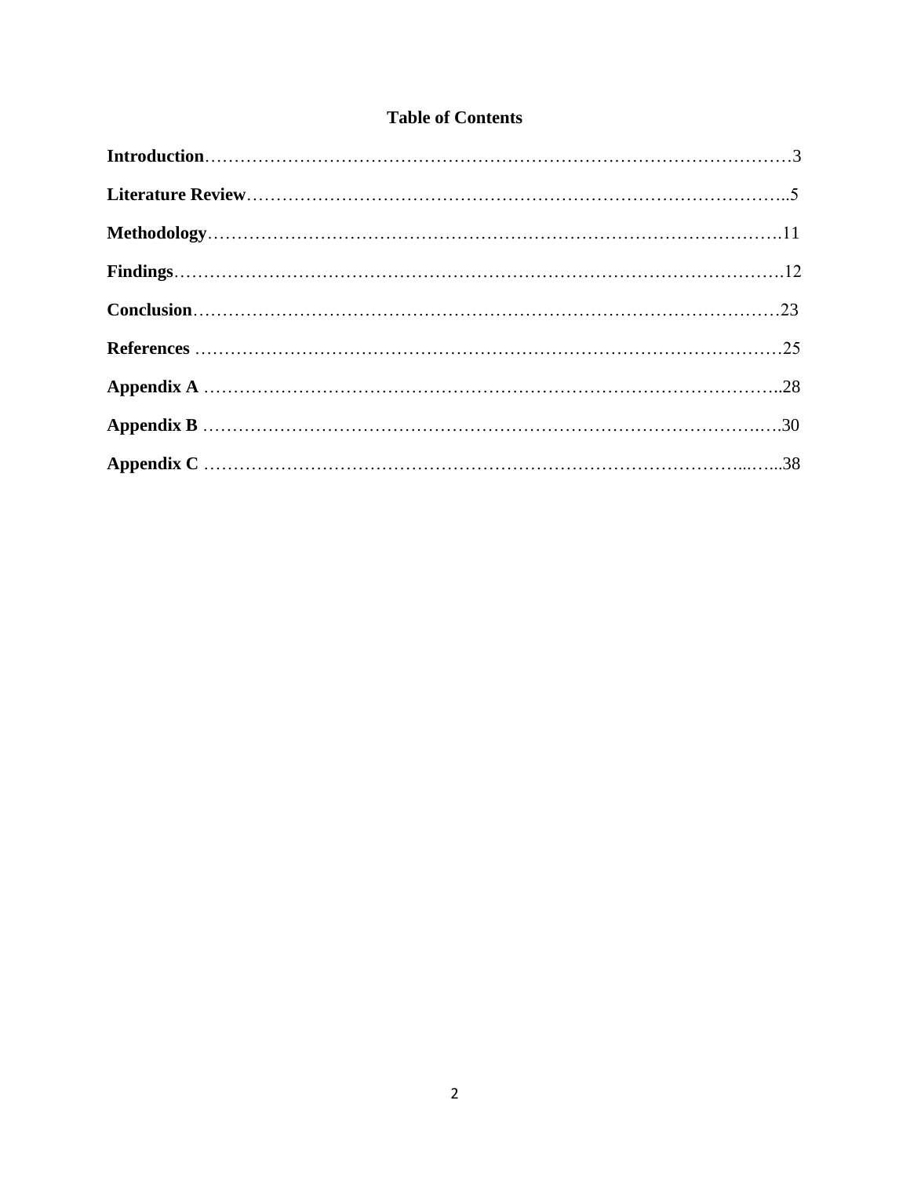## Table of Contents

**Introduction**……………………………………………………………………………………3

**Literature Review**………………………………………………………………………………..5

**Methodology**……………………………………………………………………………………..11

**Findings**…………………………………………………………………………………………12

**Conclusion**………………………………………………………………………………………23

**References** ………………………………………………………………………………………25

**Appendix A** ……………………………………………………………………………………..28

**Appendix B** ……………………………………………………………………………….….30

**Appendix C** …………………………………………………………………………...…...38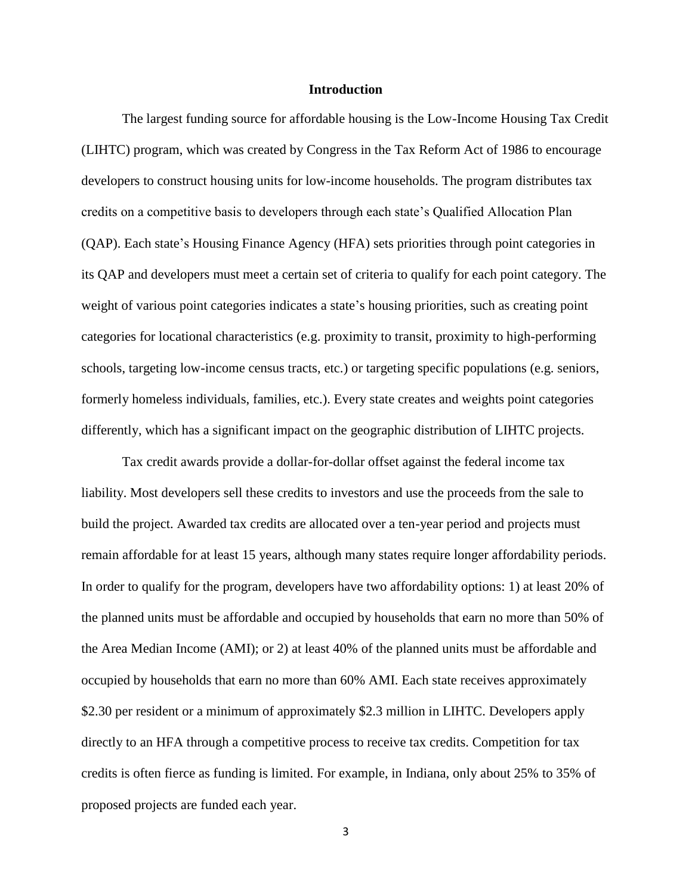## Introduction

The largest funding source for affordable housing is the Low-Income Housing Tax Credit (LIHTC) program, which was created by Congress in the Tax Reform Act of 1986 to encourage developers to construct housing units for low-income households. The program distributes tax credits on a competitive basis to developers through each state's Qualified Allocation Plan (QAP). Each state's Housing Finance Agency (HFA) sets priorities through point categories in its QAP and developers must meet a certain set of criteria to qualify for each point category. The weight of various point categories indicates a state's housing priorities, such as creating point categories for locational characteristics (e.g. proximity to transit, proximity to high-performing schools, targeting low-income census tracts, etc.) or targeting specific populations (e.g. seniors, formerly homeless individuals, families, etc.). Every state creates and weights point categories differently, which has a significant impact on the geographic distribution of LIHTC projects.

Tax credit awards provide a dollar-for-dollar offset against the federal income tax liability. Most developers sell these credits to investors and use the proceeds from the sale to build the project. Awarded tax credits are allocated over a ten-year period and projects must remain affordable for at least 15 years, although many states require longer affordability periods. In order to qualify for the program, developers have two affordability options: 1) at least 20% of the planned units must be affordable and occupied by households that earn no more than 50% of the Area Median Income (AMI); or 2) at least 40% of the planned units must be affordable and occupied by households that earn no more than 60% AMI. Each state receives approximately $2.30 per resident or a minimum of approximately $2.3 million in LIHTC. Developers apply directly to an HFA through a competitive process to receive tax credits. Competition for tax credits is often fierce as funding is limited. For example, in Indiana, only about 25% to 35% of proposed projects are funded each year.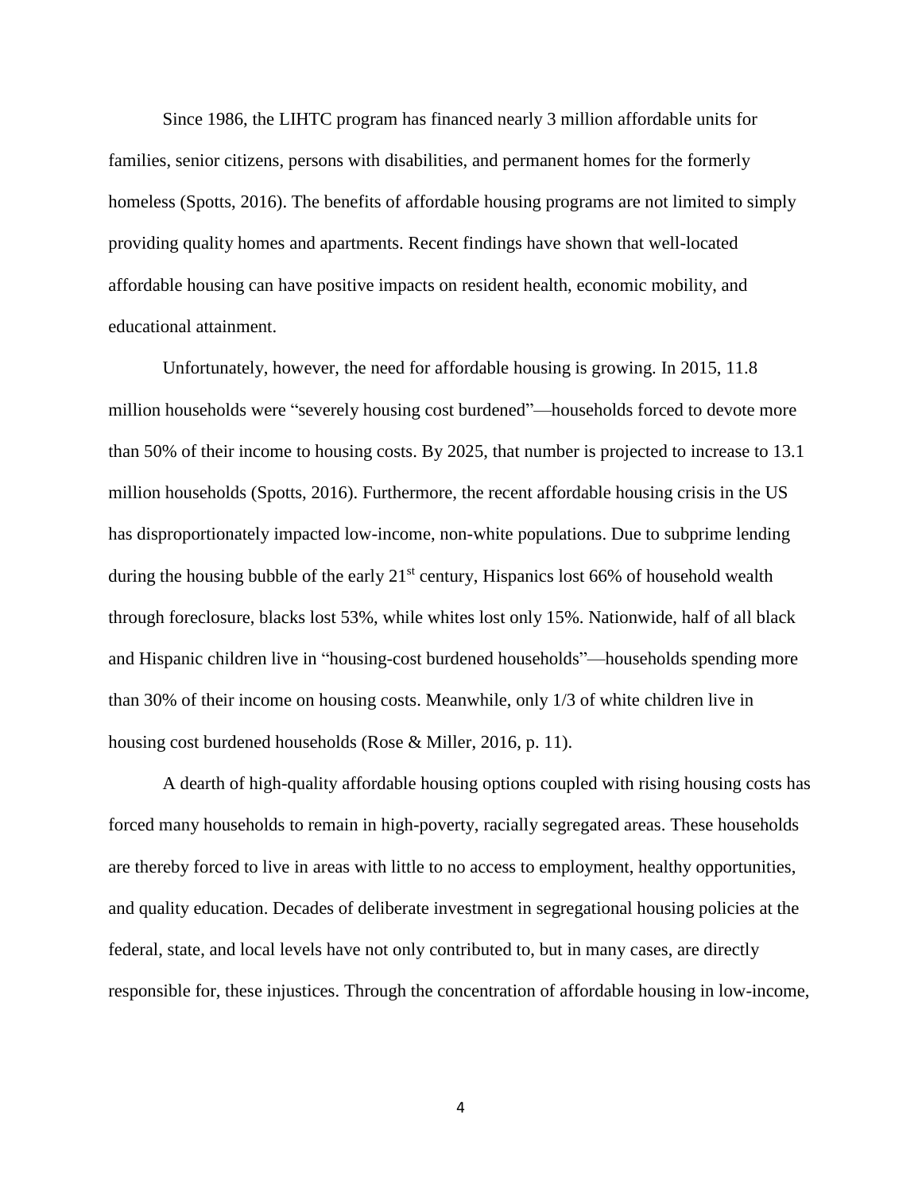Since 1986, the LIHTC program has financed nearly 3 million affordable units for families, senior citizens, persons with disabilities, and permanent homes for the formerly homeless (Spotts, 2016). The benefits of affordable housing programs are not limited to simply providing quality homes and apartments. Recent findings have shown that well-located affordable housing can have positive impacts on resident health, economic mobility, and educational attainment.

Unfortunately, however, the need for affordable housing is growing. In 2015, 11.8 million households were "severely housing cost burdened"—households forced to devote more than 50% of their income to housing costs. By 2025, that number is projected to increase to 13.1 million households (Spotts, 2016). Furthermore, the recent affordable housing crisis in the US has disproportionately impacted low-income, non-white populations. Due to subprime lending during the housing bubble of the early 21st century, Hispanics lost 66% of household wealth through foreclosure, blacks lost 53%, while whites lost only 15%. Nationwide, half of all black and Hispanic children live in "housing-cost burdened households"—households spending more than 30% of their income on housing costs. Meanwhile, only 1/3 of white children live in housing cost burdened households (Rose & Miller, 2016, p. 11).

A dearth of high-quality affordable housing options coupled with rising housing costs has forced many households to remain in high-poverty, racially segregated areas. These households are thereby forced to live in areas with little to no access to employment, healthy opportunities, and quality education. Decades of deliberate investment in segregational housing policies at the federal, state, and local levels have not only contributed to, but in many cases, are directly responsible for, these injustices. Through the concentration of affordable housing in low-income,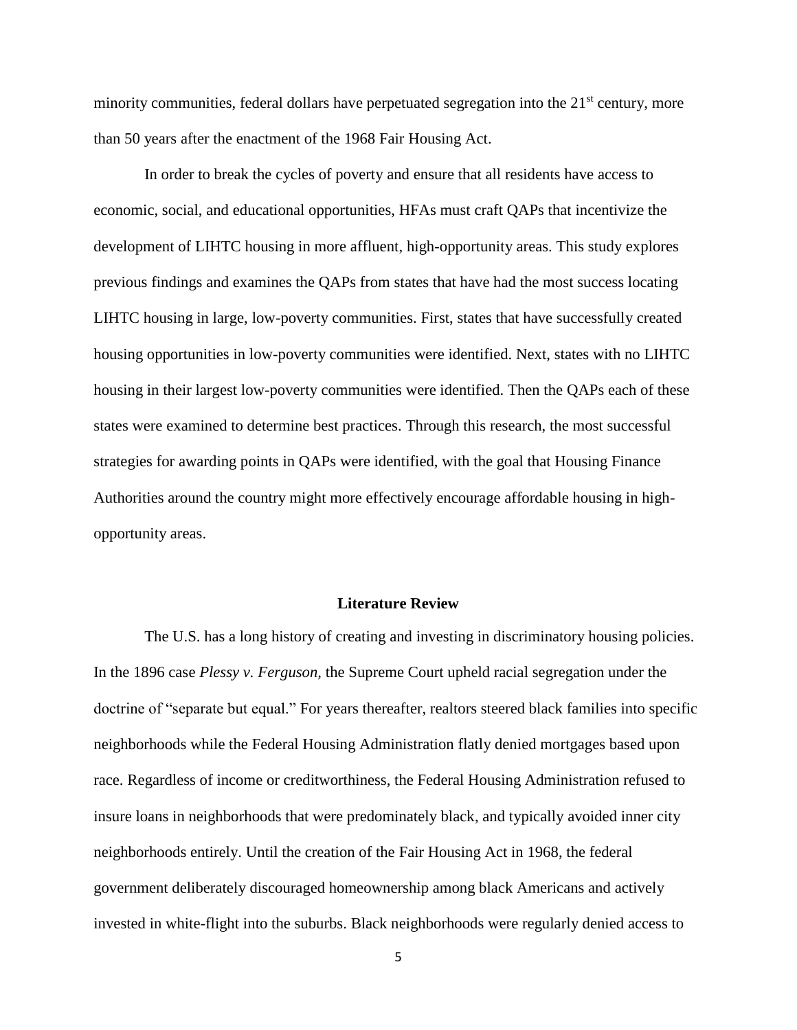minority communities, federal dollars have perpetuated segregation into the 21st century, more than 50 years after the enactment of the 1968 Fair Housing Act.

In order to break the cycles of poverty and ensure that all residents have access to economic, social, and educational opportunities, HFAs must craft QAPs that incentivize the development of LIHTC housing in more affluent, high-opportunity areas. This study explores previous findings and examines the QAPs from states that have had the most success locating LIHTC housing in large, low-poverty communities. First, states that have successfully created housing opportunities in low-poverty communities were identified. Next, states with no LIHTC housing in their largest low-poverty communities were identified. Then the QAPs each of these states were examined to determine best practices. Through this research, the most successful strategies for awarding points in QAPs were identified, with the goal that Housing Finance Authorities around the country might more effectively encourage affordable housing in high-opportunity areas.

## Literature Review

The U.S. has a long history of creating and investing in discriminatory housing policies. In the 1896 case *Plessy v. Ferguson,* the Supreme Court upheld racial segregation under the doctrine of "separate but equal." For years thereafter, realtors steered black families into specific neighborhoods while the Federal Housing Administration flatly denied mortgages based upon race. Regardless of income or creditworthiness, the Federal Housing Administration refused to insure loans in neighborhoods that were predominately black, and typically avoided inner city neighborhoods entirely. Until the creation of the Fair Housing Act in 1968, the federal government deliberately discouraged homeownership among black Americans and actively invested in white-flight into the suburbs. Black neighborhoods were regularly denied access to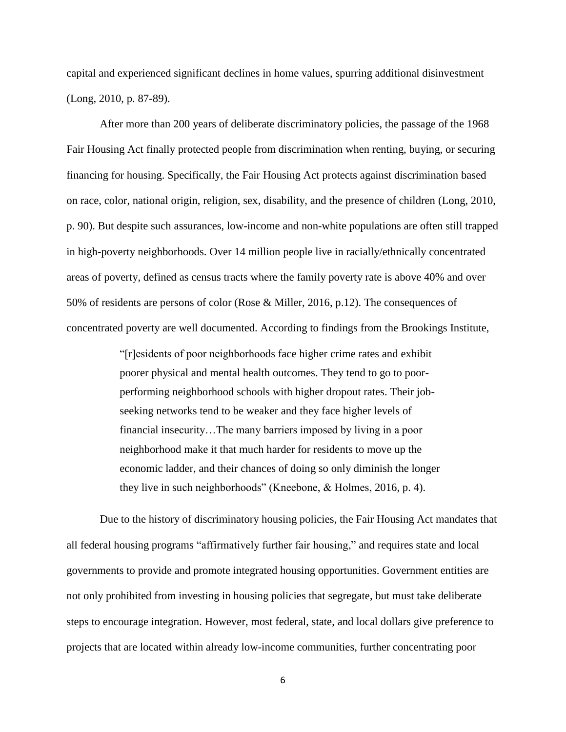capital and experienced significant declines in home values, spurring additional disinvestment (Long, 2010, p. 87-89).

After more than 200 years of deliberate discriminatory policies, the passage of the 1968 Fair Housing Act finally protected people from discrimination when renting, buying, or securing financing for housing. Specifically, the Fair Housing Act protects against discrimination based on race, color, national origin, religion, sex, disability, and the presence of children (Long, 2010, p. 90). But despite such assurances, low-income and non-white populations are often still trapped in high-poverty neighborhoods. Over 14 million people live in racially/ethnically concentrated areas of poverty, defined as census tracts where the family poverty rate is above 40% and over 50% of residents are persons of color (Rose & Miller, 2016, p.12). The consequences of concentrated poverty are well documented. According to findings from the Brookings Institute,

> "[r]esidents of poor neighborhoods face higher crime rates and exhibit poorer physical and mental health outcomes. They tend to go to poor-performing neighborhood schools with higher dropout rates. Their job-seeking networks tend to be weaker and they face higher levels of financial insecurity…The many barriers imposed by living in a poor neighborhood make it that much harder for residents to move up the economic ladder, and their chances of doing so only diminish the longer they live in such neighborhoods" (Kneebone, & Holmes, 2016, p. 4).

Due to the history of discriminatory housing policies, the Fair Housing Act mandates that all federal housing programs "affirmatively further fair housing," and requires state and local governments to provide and promote integrated housing opportunities. Government entities are not only prohibited from investing in housing policies that segregate, but must take deliberate steps to encourage integration. However, most federal, state, and local dollars give preference to projects that are located within already low-income communities, further concentrating poor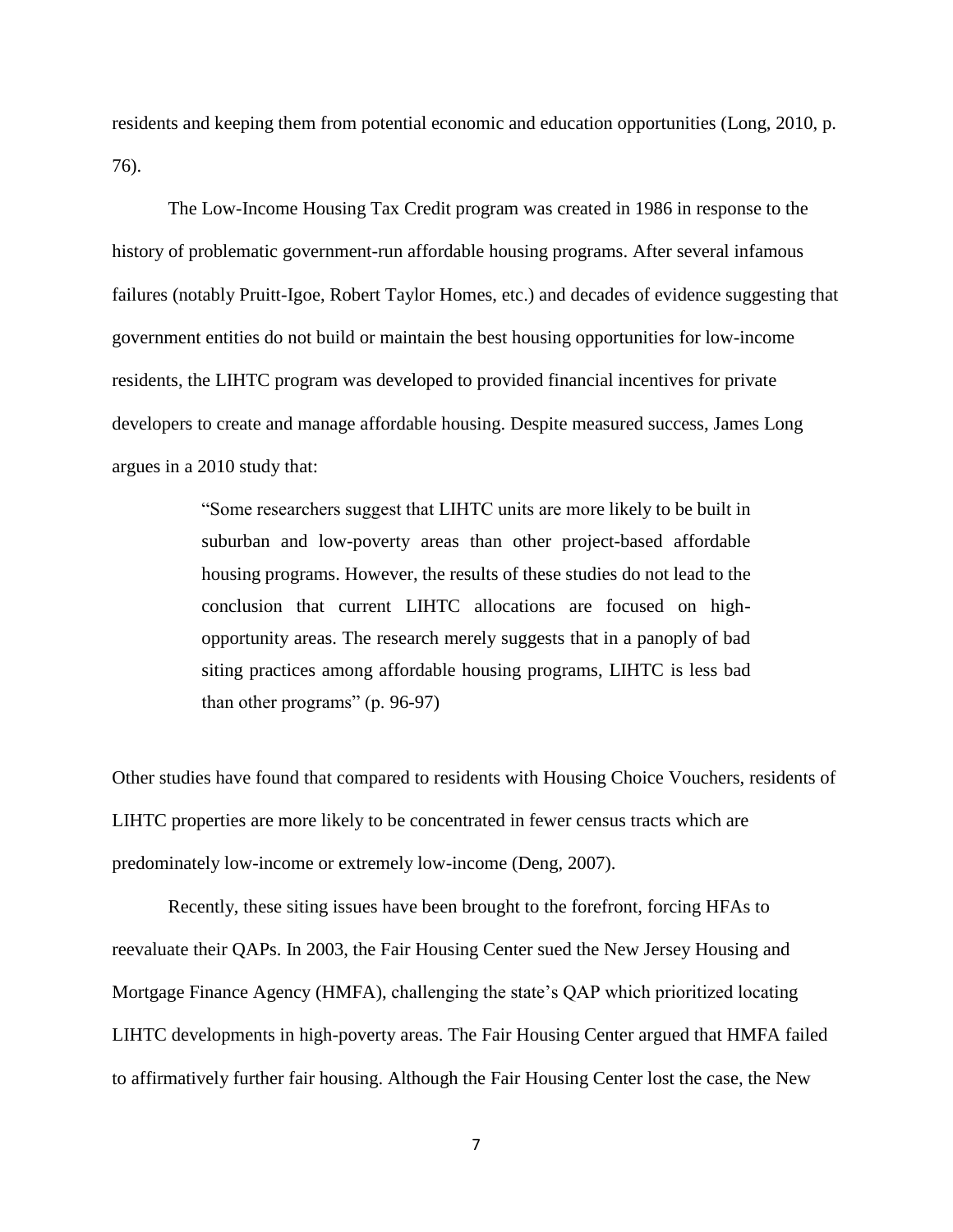residents and keeping them from potential economic and education opportunities (Long, 2010, p. 76).

The Low-Income Housing Tax Credit program was created in 1986 in response to the history of problematic government-run affordable housing programs. After several infamous failures (notably Pruitt-Igoe, Robert Taylor Homes, etc.) and decades of evidence suggesting that government entities do not build or maintain the best housing opportunities for low-income residents, the LIHTC program was developed to provided financial incentives for private developers to create and manage affordable housing. Despite measured success, James Long argues in a 2010 study that:

> "Some researchers suggest that LIHTC units are more likely to be built in suburban and low-poverty areas than other project-based affordable housing programs. However, the results of these studies do not lead to the conclusion that current LIHTC allocations are focused on high-opportunity areas. The research merely suggests that in a panoply of bad siting practices among affordable housing programs, LIHTC is less bad than other programs" (p. 96-97)

Other studies have found that compared to residents with Housing Choice Vouchers, residents of LIHTC properties are more likely to be concentrated in fewer census tracts which are predominately low-income or extremely low-income (Deng, 2007).

Recently, these siting issues have been brought to the forefront, forcing HFAs to reevaluate their QAPs. In 2003, the Fair Housing Center sued the New Jersey Housing and Mortgage Finance Agency (HMFA), challenging the state's QAP which prioritized locating LIHTC developments in high-poverty areas. The Fair Housing Center argued that HMFA failed to affirmatively further fair housing. Although the Fair Housing Center lost the case, the New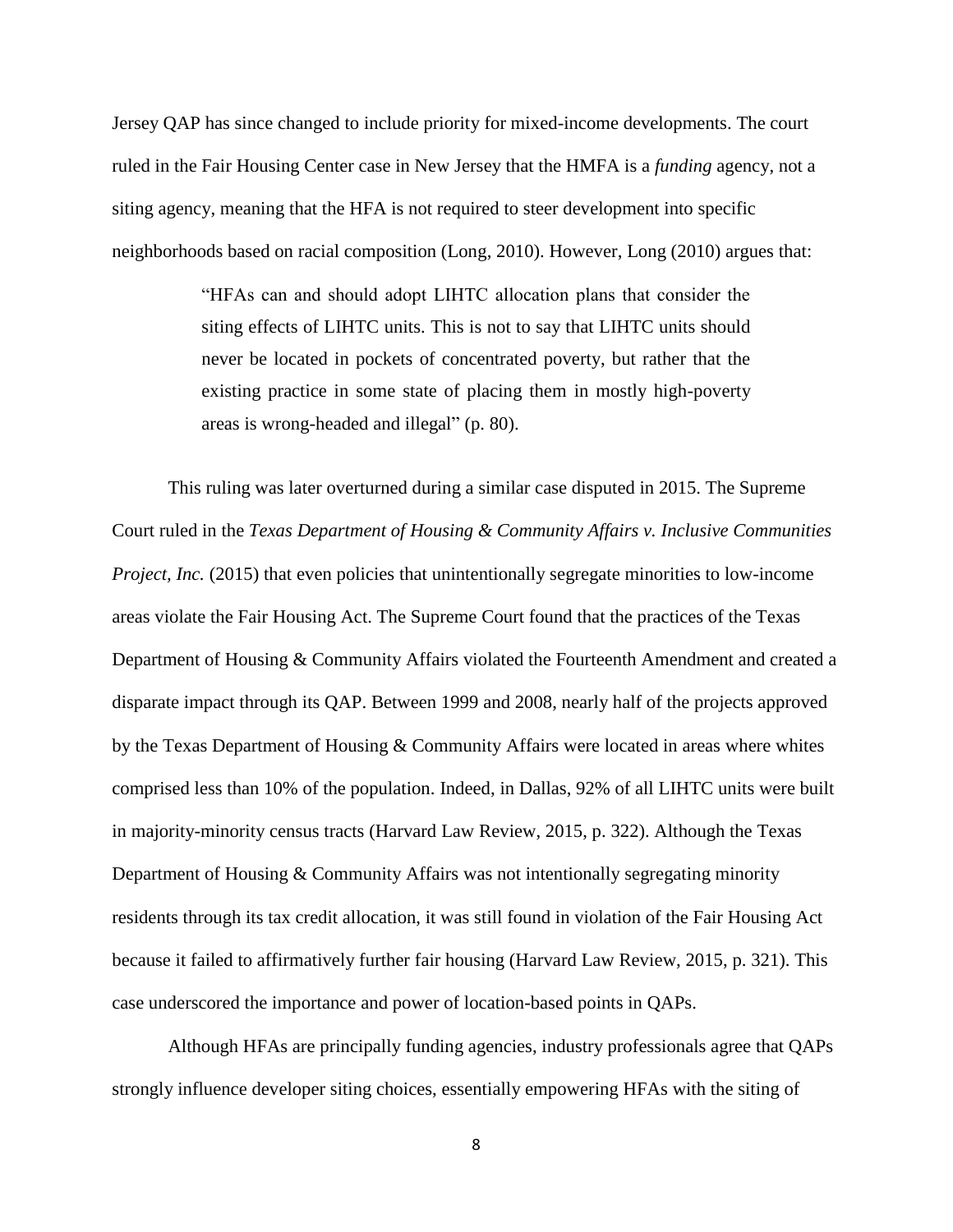Jersey QAP has since changed to include priority for mixed-income developments. The court ruled in the Fair Housing Center case in New Jersey that the HMFA is a *funding* agency, not a siting agency, meaning that the HFA is not required to steer development into specific neighborhoods based on racial composition (Long, 2010). However, Long (2010) argues that:

> "HFAs can and should adopt LIHTC allocation plans that consider the siting effects of LIHTC units. This is not to say that LIHTC units should never be located in pockets of concentrated poverty, but rather that the existing practice in some state of placing them in mostly high-poverty areas is wrong-headed and illegal" (p. 80).

This ruling was later overturned during a similar case disputed in 2015. The Supreme Court ruled in the *Texas Department of Housing & Community Affairs v. Inclusive Communities Project, Inc.* (2015) that even policies that unintentionally segregate minorities to low-income areas violate the Fair Housing Act. The Supreme Court found that the practices of the Texas Department of Housing & Community Affairs violated the Fourteenth Amendment and created a disparate impact through its QAP. Between 1999 and 2008, nearly half of the projects approved by the Texas Department of Housing & Community Affairs were located in areas where whites comprised less than 10% of the population. Indeed, in Dallas, 92% of all LIHTC units were built in majority-minority census tracts (Harvard Law Review, 2015, p. 322). Although the Texas Department of Housing & Community Affairs was not intentionally segregating minority residents through its tax credit allocation, it was still found in violation of the Fair Housing Act because it failed to affirmatively further fair housing (Harvard Law Review, 2015, p. 321). This case underscored the importance and power of location-based points in QAPs.

Although HFAs are principally funding agencies, industry professionals agree that QAPs strongly influence developer siting choices, essentially empowering HFAs with the siting of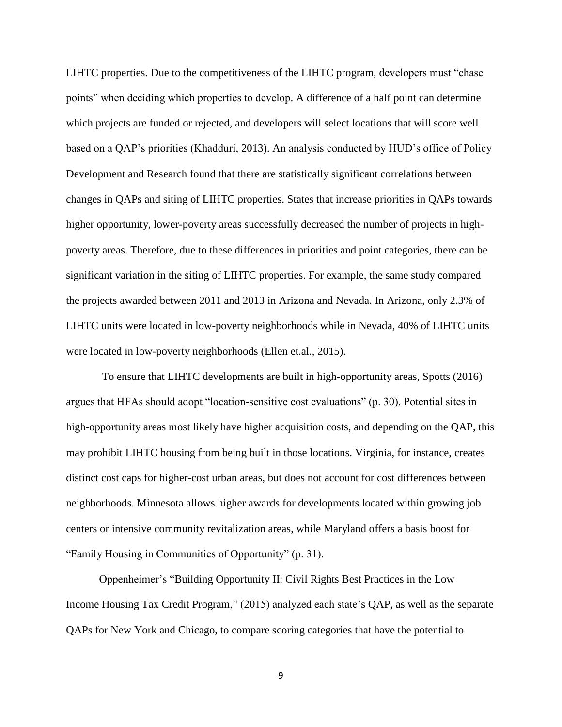LIHTC properties. Due to the competitiveness of the LIHTC program, developers must "chase points" when deciding which properties to develop. A difference of a half point can determine which projects are funded or rejected, and developers will select locations that will score well based on a QAP's priorities (Khadduri, 2013). An analysis conducted by HUD's office of Policy Development and Research found that there are statistically significant correlations between changes in QAPs and siting of LIHTC properties. States that increase priorities in QAPs towards higher opportunity, lower-poverty areas successfully decreased the number of projects in high-poverty areas. Therefore, due to these differences in priorities and point categories, there can be significant variation in the siting of LIHTC properties. For example, the same study compared the projects awarded between 2011 and 2013 in Arizona and Nevada. In Arizona, only 2.3% of LIHTC units were located in low-poverty neighborhoods while in Nevada, 40% of LIHTC units were located in low-poverty neighborhoods (Ellen et.al., 2015).

To ensure that LIHTC developments are built in high-opportunity areas, Spotts (2016) argues that HFAs should adopt "location-sensitive cost evaluations" (p. 30). Potential sites in high-opportunity areas most likely have higher acquisition costs, and depending on the QAP, this may prohibit LIHTC housing from being built in those locations. Virginia, for instance, creates distinct cost caps for higher-cost urban areas, but does not account for cost differences between neighborhoods. Minnesota allows higher awards for developments located within growing job centers or intensive community revitalization areas, while Maryland offers a basis boost for "Family Housing in Communities of Opportunity" (p. 31).

Oppenheimer's "Building Opportunity II: Civil Rights Best Practices in the Low Income Housing Tax Credit Program," (2015) analyzed each state's QAP, as well as the separate QAPs for New York and Chicago, to compare scoring categories that have the potential to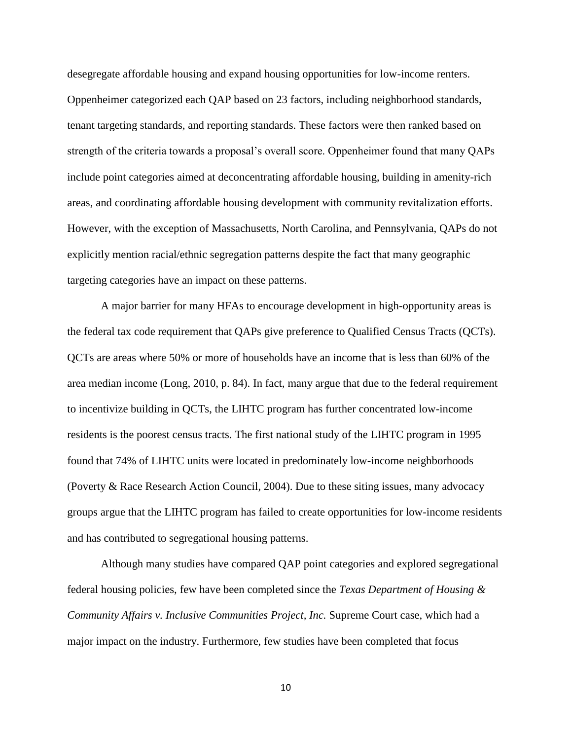desegregate affordable housing and expand housing opportunities for low-income renters. Oppenheimer categorized each QAP based on 23 factors, including neighborhood standards, tenant targeting standards, and reporting standards. These factors were then ranked based on strength of the criteria towards a proposal's overall score. Oppenheimer found that many QAPs include point categories aimed at deconcentrating affordable housing, building in amenity-rich areas, and coordinating affordable housing development with community revitalization efforts. However, with the exception of Massachusetts, North Carolina, and Pennsylvania, QAPs do not explicitly mention racial/ethnic segregation patterns despite the fact that many geographic targeting categories have an impact on these patterns.

A major barrier for many HFAs to encourage development in high-opportunity areas is the federal tax code requirement that QAPs give preference to Qualified Census Tracts (QCTs). QCTs are areas where 50% or more of households have an income that is less than 60% of the area median income (Long, 2010, p. 84). In fact, many argue that due to the federal requirement to incentivize building in QCTs, the LIHTC program has further concentrated low-income residents is the poorest census tracts. The first national study of the LIHTC program in 1995 found that 74% of LIHTC units were located in predominately low-income neighborhoods (Poverty & Race Research Action Council, 2004). Due to these siting issues, many advocacy groups argue that the LIHTC program has failed to create opportunities for low-income residents and has contributed to segregational housing patterns.

Although many studies have compared QAP point categories and explored segregational federal housing policies, few have been completed since the *Texas Department of Housing & Community Affairs v. Inclusive Communities Project, Inc.* Supreme Court case, which had a major impact on the industry. Furthermore, few studies have been completed that focus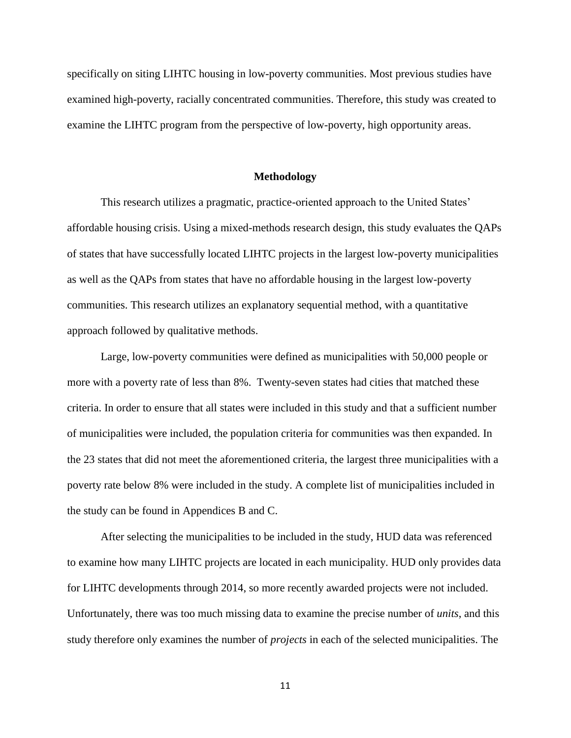specifically on siting LIHTC housing in low-poverty communities. Most previous studies have examined high-poverty, racially concentrated communities. Therefore, this study was created to examine the LIHTC program from the perspective of low-poverty, high opportunity areas.

## Methodology

This research utilizes a pragmatic, practice-oriented approach to the United States' affordable housing crisis. Using a mixed-methods research design, this study evaluates the QAPs of states that have successfully located LIHTC projects in the largest low-poverty municipalities as well as the QAPs from states that have no affordable housing in the largest low-poverty communities. This research utilizes an explanatory sequential method, with a quantitative approach followed by qualitative methods.

Large, low-poverty communities were defined as municipalities with 50,000 people or more with a poverty rate of less than 8%. Twenty-seven states had cities that matched these criteria. In order to ensure that all states were included in this study and that a sufficient number of municipalities were included, the population criteria for communities was then expanded. In the 23 states that did not meet the aforementioned criteria, the largest three municipalities with a poverty rate below 8% were included in the study. A complete list of municipalities included in the study can be found in Appendices B and C.

After selecting the municipalities to be included in the study, HUD data was referenced to examine how many LIHTC projects are located in each municipality. HUD only provides data for LIHTC developments through 2014, so more recently awarded projects were not included. Unfortunately, there was too much missing data to examine the precise number of *units*, and this study therefore only examines the number of *projects* in each of the selected municipalities. The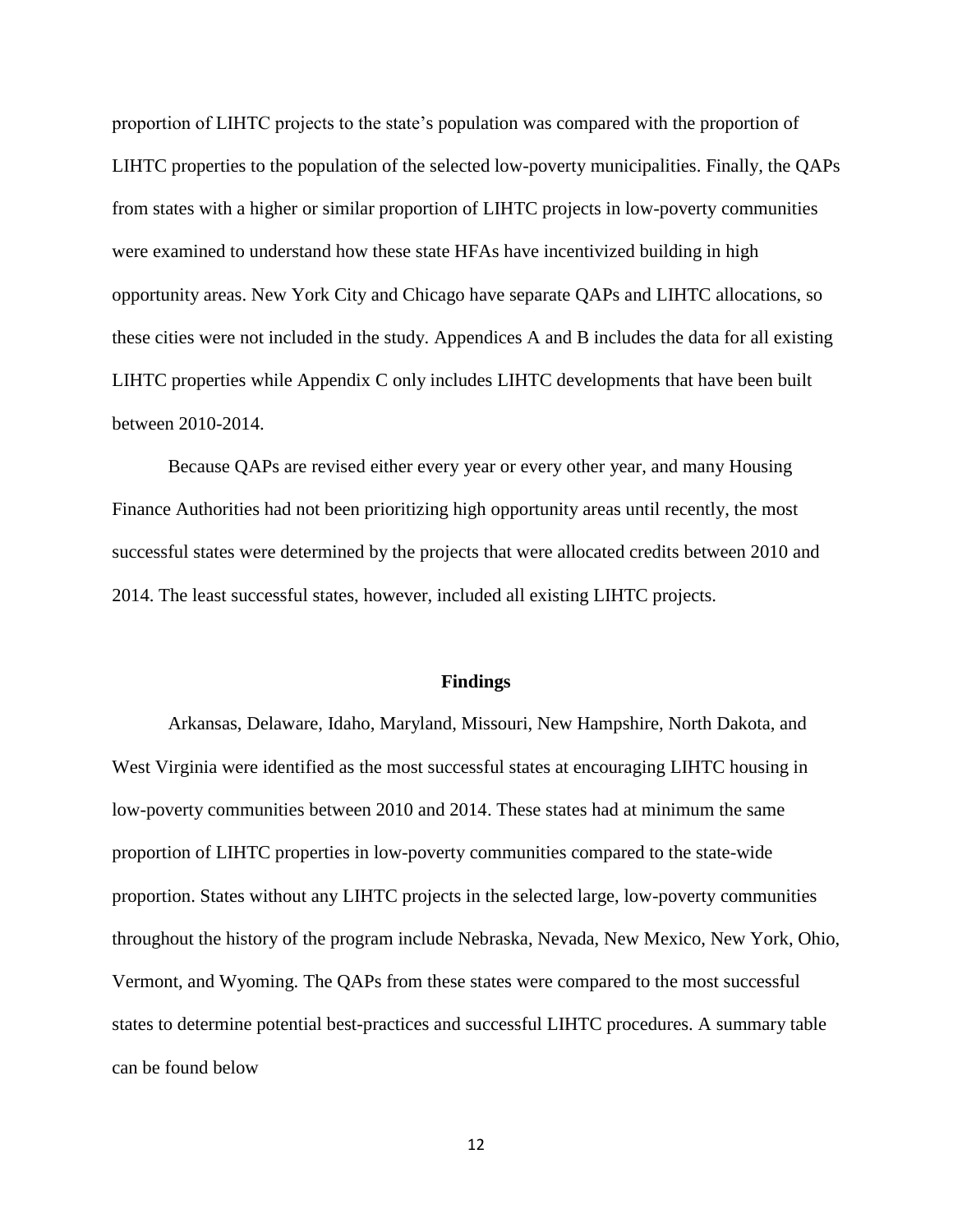proportion of LIHTC projects to the state's population was compared with the proportion of LIHTC properties to the population of the selected low-poverty municipalities. Finally, the QAPs from states with a higher or similar proportion of LIHTC projects in low-poverty communities were examined to understand how these state HFAs have incentivized building in high opportunity areas. New York City and Chicago have separate QAPs and LIHTC allocations, so these cities were not included in the study. Appendices A and B includes the data for all existing LIHTC properties while Appendix C only includes LIHTC developments that have been built between 2010-2014.

Because QAPs are revised either every year or every other year, and many Housing Finance Authorities had not been prioritizing high opportunity areas until recently, the most successful states were determined by the projects that were allocated credits between 2010 and 2014. The least successful states, however, included all existing LIHTC projects.

## Findings

Arkansas, Delaware, Idaho, Maryland, Missouri, New Hampshire, North Dakota, and West Virginia were identified as the most successful states at encouraging LIHTC housing in low-poverty communities between 2010 and 2014. These states had at minimum the same proportion of LIHTC properties in low-poverty communities compared to the state-wide proportion. States without any LIHTC projects in the selected large, low-poverty communities throughout the history of the program include Nebraska, Nevada, New Mexico, New York, Ohio, Vermont, and Wyoming. The QAPs from these states were compared to the most successful states to determine potential best-practices and successful LIHTC procedures. A summary table can be found below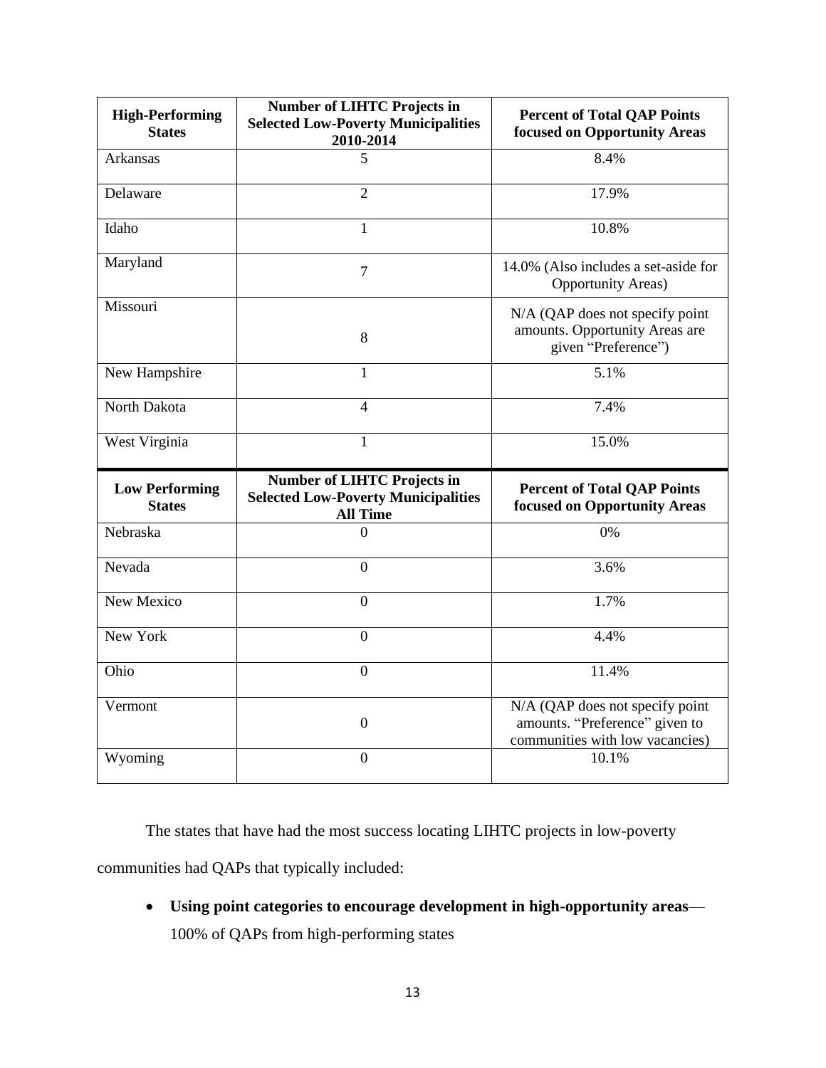| High-Performing States | Number of LIHTC Projects in Selected Low-Poverty Municipalities 2010-2014 | Percent of Total QAP Points focused on Opportunity Areas |
|---|---|---|
| Arkansas | 5 | 8.4% |
| Delaware | 2 | 17.9% |
| Idaho | 1 | 10.8% |
| Maryland | 7 | 14.0% (Also includes a set-aside for Opportunity Areas) |
| Missouri | 8 | N/A (QAP does not specify point amounts. Opportunity Areas are given "Preference") |
| New Hampshire | 1 | 5.1% |
| North Dakota | 4 | 7.4% |
| West Virginia | 1 | 15.0% |
| **Low Performing States** | **Number of LIHTC Projects in Selected Low-Poverty Municipalities All Time** | **Percent of Total QAP Points focused on Opportunity Areas** |
| Nebraska | 0 | 0% |
| Nevada | 0 | 3.6% |
| New Mexico | 0 | 1.7% |
| New York | 0 | 4.4% |
| Ohio | 0 | 11.4% |
| Vermont | 0 | N/A (QAP does not specify point amounts. "Preference" given to communities with low vacancies) |
| Wyoming | 0 | 10.1% |

The states that have had the most success locating LIHTC projects in low-poverty communities had QAPs that typically included:

- **Using point categories to encourage development in high-opportunity areas**—100% of QAPs from high-performing states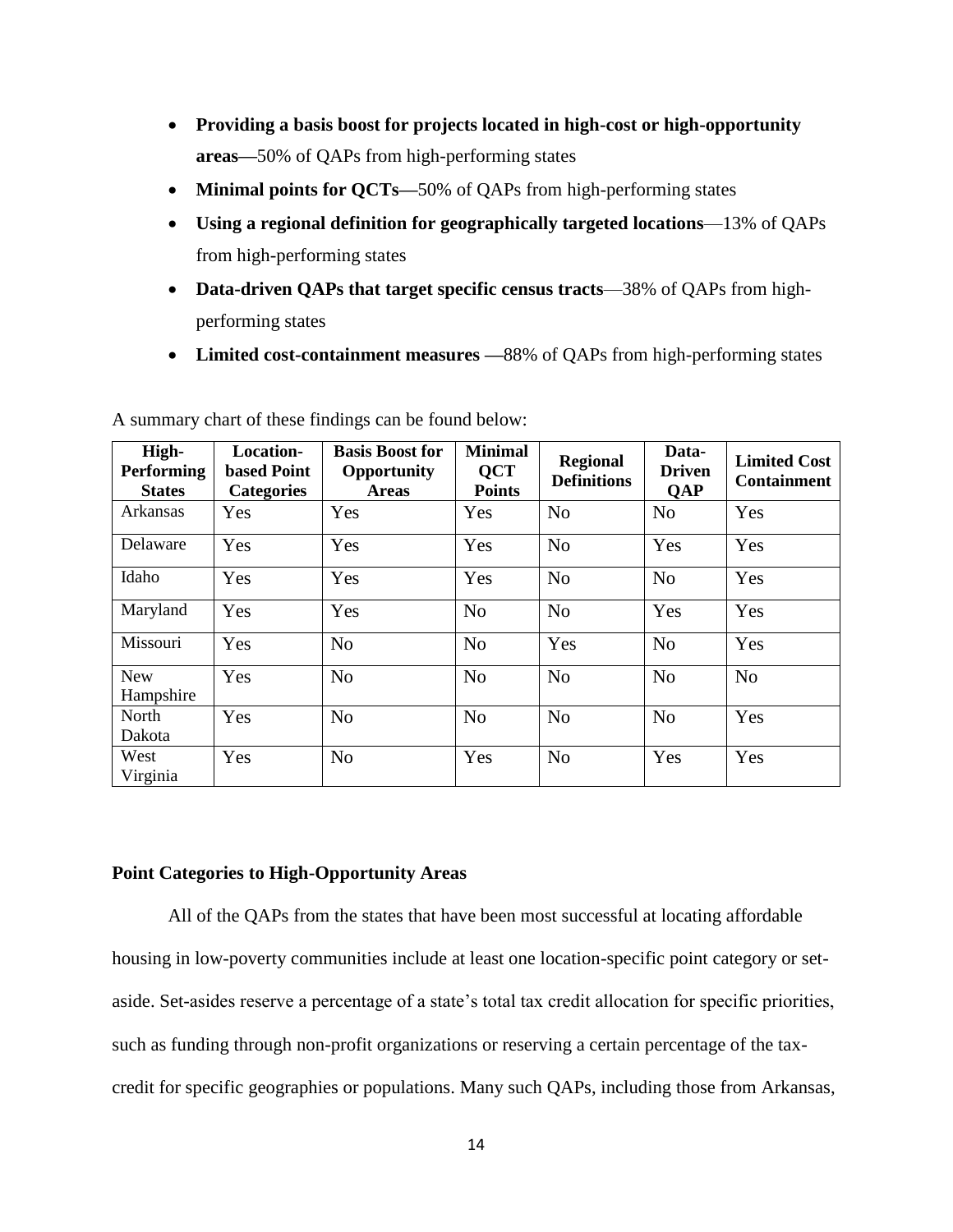- **Providing a basis boost for projects located in high-cost or high-opportunity areas—**50% of QAPs from high-performing states
- **Minimal points for QCTs—**50% of QAPs from high-performing states
- **Using a regional definition for geographically targeted locations**—13% of QAPs from high-performing states
- **Data-driven QAPs that target specific census tracts**—38% of QAPs from high-performing states
- **Limited cost-containment measures —**88% of QAPs from high-performing states

A summary chart of these findings can be found below:

| High-Performing States | Location-based Point Categories | Basis Boost for Opportunity Areas | Minimal QCT Points | Regional Definitions | Data-Driven QAP | Limited Cost Containment |
|---|---|---|---|---|---|---|
| Arkansas | Yes | Yes | Yes | No | No | Yes |
| Delaware | Yes | Yes | Yes | No | Yes | Yes |
| Idaho | Yes | Yes | Yes | No | No | Yes |
| Maryland | Yes | Yes | No | No | Yes | Yes |
| Missouri | Yes | No | No | Yes | No | Yes |
| New Hampshire | Yes | No | No | No | No | No |
| North Dakota | Yes | No | No | No | No | Yes |
| West Virginia | Yes | No | Yes | No | Yes | Yes |

**Point Categories to High-Opportunity Areas**

All of the QAPs from the states that have been most successful at locating affordable housing in low-poverty communities include at least one location-specific point category or set-aside. Set-asides reserve a percentage of a state's total tax credit allocation for specific priorities, such as funding through non-profit organizations or reserving a certain percentage of the tax-credit for specific geographies or populations. Many such QAPs, including those from Arkansas,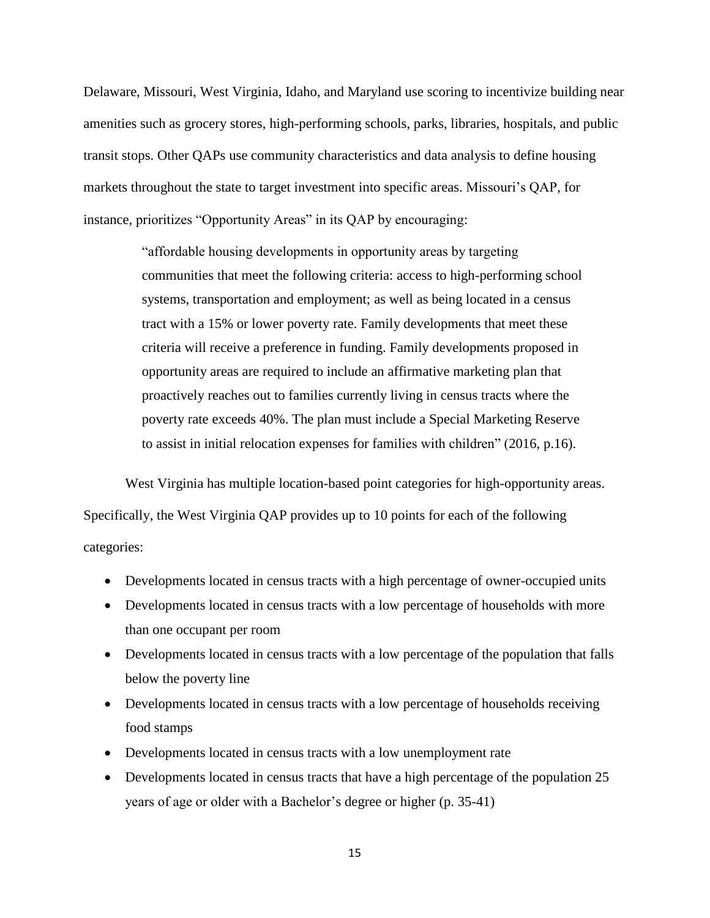Delaware, Missouri, West Virginia, Idaho, and Maryland use scoring to incentivize building near amenities such as grocery stores, high-performing schools, parks, libraries, hospitals, and public transit stops. Other QAPs use community characteristics and data analysis to define housing markets throughout the state to target investment into specific areas. Missouri's QAP, for instance, prioritizes "Opportunity Areas" in its QAP by encouraging:

> "affordable housing developments in opportunity areas by targeting communities that meet the following criteria: access to high-performing school systems, transportation and employment; as well as being located in a census tract with a 15% or lower poverty rate. Family developments that meet these criteria will receive a preference in funding. Family developments proposed in opportunity areas are required to include an affirmative marketing plan that proactively reaches out to families currently living in census tracts where the poverty rate exceeds 40%. The plan must include a Special Marketing Reserve to assist in initial relocation expenses for families with children" (2016, p.16).

West Virginia has multiple location-based point categories for high-opportunity areas. Specifically, the West Virginia QAP provides up to 10 points for each of the following categories:

- Developments located in census tracts with a high percentage of owner-occupied units
- Developments located in census tracts with a low percentage of households with more than one occupant per room
- Developments located in census tracts with a low percentage of the population that falls below the poverty line
- Developments located in census tracts with a low percentage of households receiving food stamps
- Developments located in census tracts with a low unemployment rate
- Developments located in census tracts that have a high percentage of the population 25 years of age or older with a Bachelor's degree or higher (p. 35-41)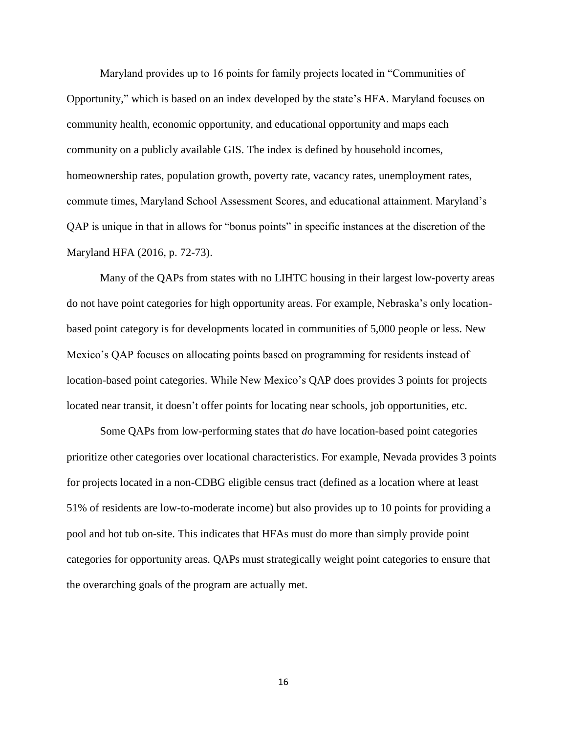Maryland provides up to 16 points for family projects located in “Communities of Opportunity,” which is based on an index developed by the state’s HFA. Maryland focuses on community health, economic opportunity, and educational opportunity and maps each community on a publicly available GIS. The index is defined by household incomes, homeownership rates, population growth, poverty rate, vacancy rates, unemployment rates, commute times, Maryland School Assessment Scores, and educational attainment. Maryland’s QAP is unique in that in allows for “bonus points” in specific instances at the discretion of the Maryland HFA (2016, p. 72-73).

Many of the QAPs from states with no LIHTC housing in their largest low-poverty areas do not have point categories for high opportunity areas. For example, Nebraska’s only location-based point category is for developments located in communities of 5,000 people or less. New Mexico’s QAP focuses on allocating points based on programming for residents instead of location-based point categories. While New Mexico’s QAP does provides 3 points for projects located near transit, it doesn’t offer points for locating near schools, job opportunities, etc.

Some QAPs from low-performing states that *do* have location-based point categories prioritize other categories over locational characteristics. For example, Nevada provides 3 points for projects located in a non-CDBG eligible census tract (defined as a location where at least 51% of residents are low-to-moderate income) but also provides up to 10 points for providing a pool and hot tub on-site. This indicates that HFAs must do more than simply provide point categories for opportunity areas. QAPs must strategically weight point categories to ensure that the overarching goals of the program are actually met.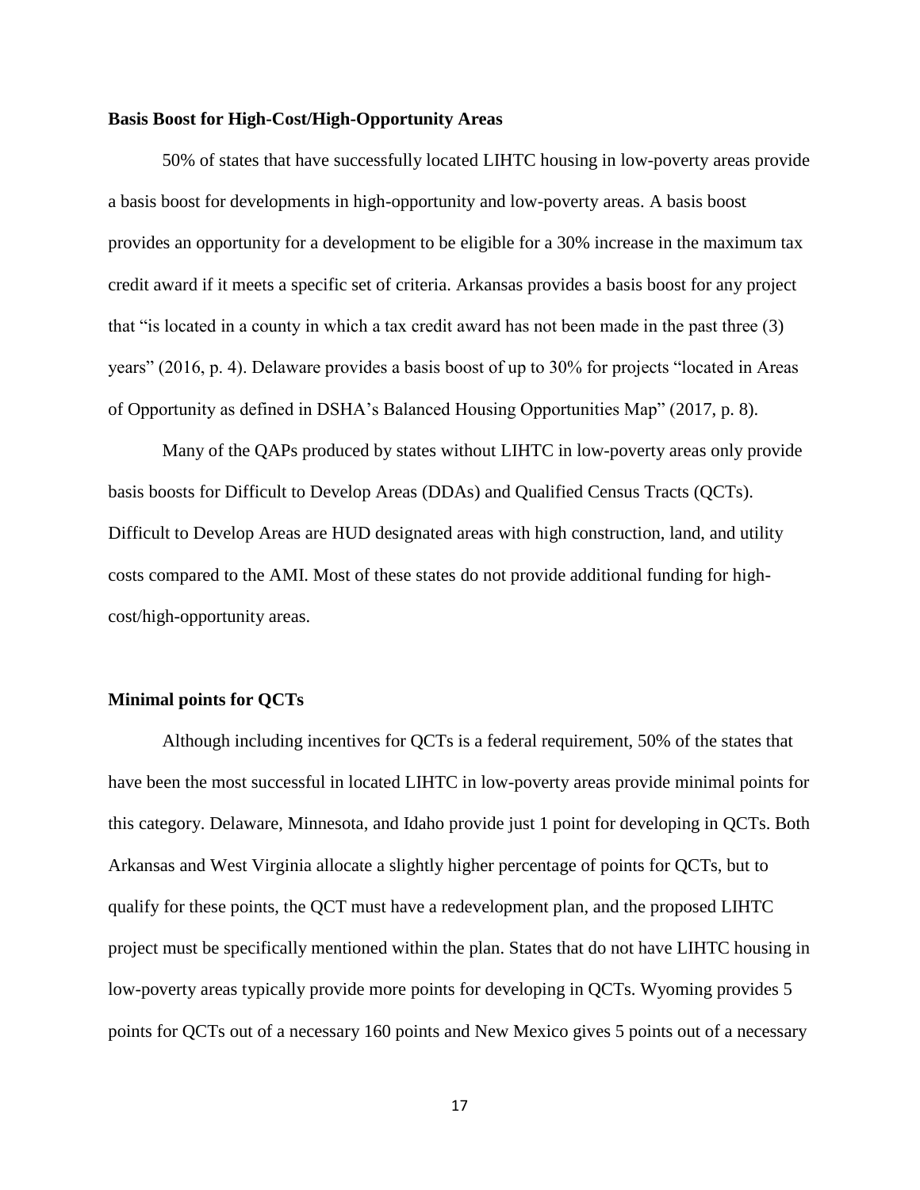**Basis Boost for High-Cost/High-Opportunity Areas**

50% of states that have successfully located LIHTC housing in low-poverty areas provide a basis boost for developments in high-opportunity and low-poverty areas. A basis boost provides an opportunity for a development to be eligible for a 30% increase in the maximum tax credit award if it meets a specific set of criteria. Arkansas provides a basis boost for any project that "is located in a county in which a tax credit award has not been made in the past three (3) years" (2016, p. 4). Delaware provides a basis boost of up to 30% for projects "located in Areas of Opportunity as defined in DSHA's Balanced Housing Opportunities Map" (2017, p. 8).

Many of the QAPs produced by states without LIHTC in low-poverty areas only provide basis boosts for Difficult to Develop Areas (DDAs) and Qualified Census Tracts (QCTs). Difficult to Develop Areas are HUD designated areas with high construction, land, and utility costs compared to the AMI. Most of these states do not provide additional funding for high-cost/high-opportunity areas.

**Minimal points for QCTs**

Although including incentives for QCTs is a federal requirement, 50% of the states that have been the most successful in located LIHTC in low-poverty areas provide minimal points for this category. Delaware, Minnesota, and Idaho provide just 1 point for developing in QCTs. Both Arkansas and West Virginia allocate a slightly higher percentage of points for QCTs, but to qualify for these points, the QCT must have a redevelopment plan, and the proposed LIHTC project must be specifically mentioned within the plan. States that do not have LIHTC housing in low-poverty areas typically provide more points for developing in QCTs. Wyoming provides 5 points for QCTs out of a necessary 160 points and New Mexico gives 5 points out of a necessary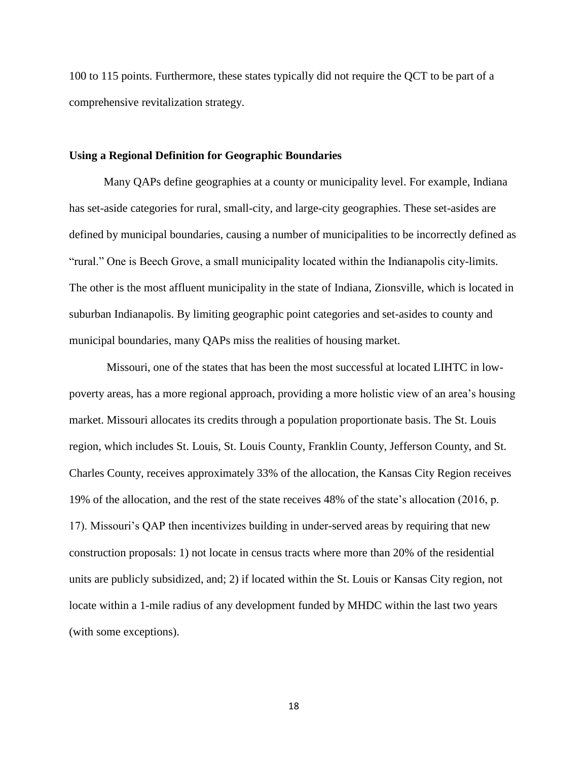100 to 115 points. Furthermore, these states typically did not require the QCT to be part of a comprehensive revitalization strategy.

### Using a Regional Definition for Geographic Boundaries

Many QAPs define geographies at a county or municipality level. For example, Indiana has set-aside categories for rural, small-city, and large-city geographies. These set-asides are defined by municipal boundaries, causing a number of municipalities to be incorrectly defined as "rural." One is Beech Grove, a small municipality located within the Indianapolis city-limits. The other is the most affluent municipality in the state of Indiana, Zionsville, which is located in suburban Indianapolis. By limiting geographic point categories and set-asides to county and municipal boundaries, many QAPs miss the realities of housing market.

Missouri, one of the states that has been the most successful at located LIHTC in low-poverty areas, has a more regional approach, providing a more holistic view of an area's housing market. Missouri allocates its credits through a population proportionate basis. The St. Louis region, which includes St. Louis, St. Louis County, Franklin County, Jefferson County, and St. Charles County, receives approximately 33% of the allocation, the Kansas City Region receives 19% of the allocation, and the rest of the state receives 48% of the state's allocation (2016, p. 17). Missouri's QAP then incentivizes building in under-served areas by requiring that new construction proposals: 1) not locate in census tracts where more than 20% of the residential units are publicly subsidized, and; 2) if located within the St. Louis or Kansas City region, not locate within a 1-mile radius of any development funded by MHDC within the last two years (with some exceptions).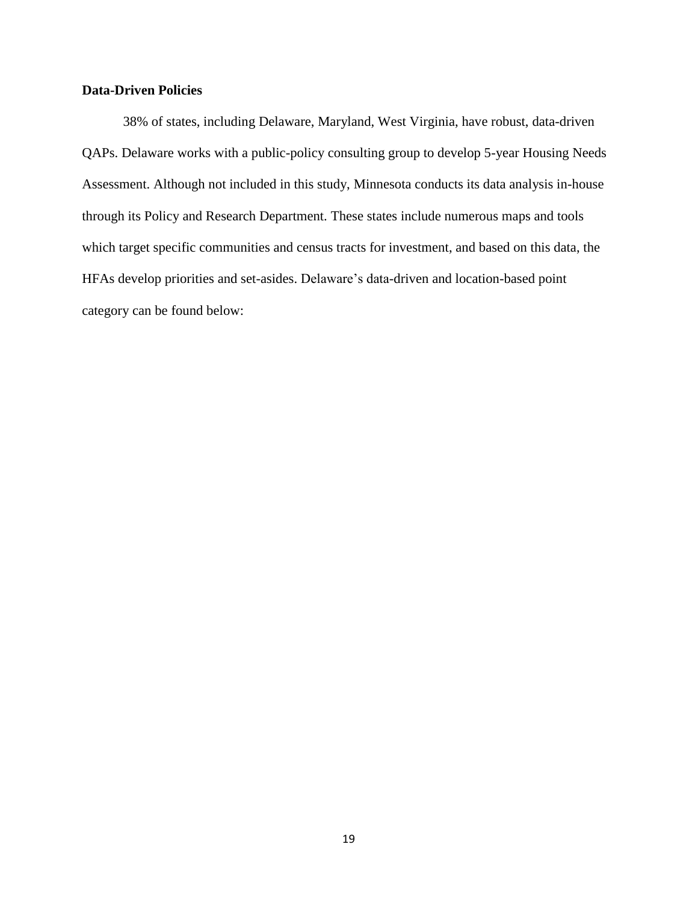**Data-Driven Policies**

38% of states, including Delaware, Maryland, West Virginia, have robust, data-driven QAPs. Delaware works with a public-policy consulting group to develop 5-year Housing Needs Assessment. Although not included in this study, Minnesota conducts its data analysis in-house through its Policy and Research Department. These states include numerous maps and tools which target specific communities and census tracts for investment, and based on this data, the HFAs develop priorities and set-asides. Delaware's data-driven and location-based point category can be found below: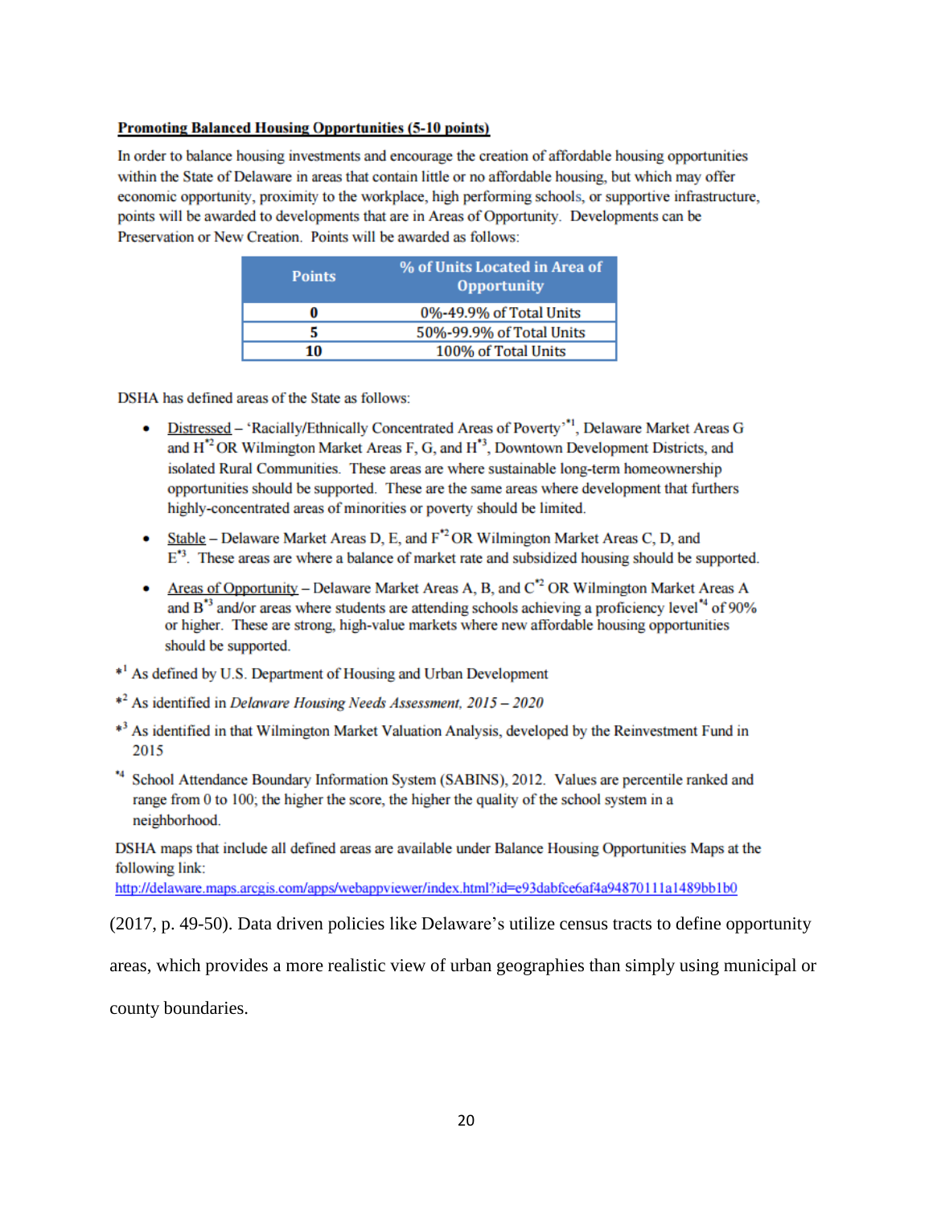**Promoting Balanced Housing Opportunities (5-10 points)**

In order to balance housing investments and encourage the creation of affordable housing opportunities within the State of Delaware in areas that contain little or no affordable housing, but which may offer economic opportunity, proximity to the workplace, high performing schools, or supportive infrastructure, points will be awarded to developments that are in Areas of Opportunity. Developments can be Preservation or New Creation. Points will be awarded as follows:

| Points | % of Units Located in Area of Opportunity |
|---|---|
| 0 | 0%-49.9% of Total Units |
| 5 | 50%-99.9% of Total Units |
| 10 | 100% of Total Units |

DSHA has defined areas of the State as follows:

- Distressed – 'Racially/Ethnically Concentrated Areas of Poverty'*[1], Delaware Market Areas G and H*[2] OR Wilmington Market Areas F, G, and H*[3], Downtown Development Districts, and isolated Rural Communities. These areas are where sustainable long-term homeownership opportunities should be supported. These are the same areas where development that furthers highly-concentrated areas of minorities or poverty should be limited.
- Stable – Delaware Market Areas D, E, and F*[2] OR Wilmington Market Areas C, D, and E*[3]. These areas are where a balance of market rate and subsidized housing should be supported.
- Areas of Opportunity – Delaware Market Areas A, B, and C*[2] OR Wilmington Market Areas A and B*[3] and/or areas where students are attending schools achieving a proficiency level*[4] of 90% or higher. These are strong, high-value markets where new affordable housing opportunities should be supported.

*[1] As defined by U.S. Department of Housing and Urban Development

*[2] As identified in *Delaware Housing Needs Assessment, 2015 – 2020*

*[3] As identified in that Wilmington Market Valuation Analysis, developed by the Reinvestment Fund in 2015

*[4] School Attendance Boundary Information System (SABINS), 2012. Values are percentile ranked and range from 0 to 100; the higher the score, the higher the quality of the school system in a neighborhood.

DSHA maps that include all defined areas are available under Balance Housing Opportunities Maps at the following link:
http://delaware.maps.arcgis.com/apps/webappviewer/index.html?id=e93dabfce6af4a94870111a1489bb1b0

(2017, p. 49-50). Data driven policies like Delaware's utilize census tracts to define opportunity areas, which provides a more realistic view of urban geographies than simply using municipal or county boundaries.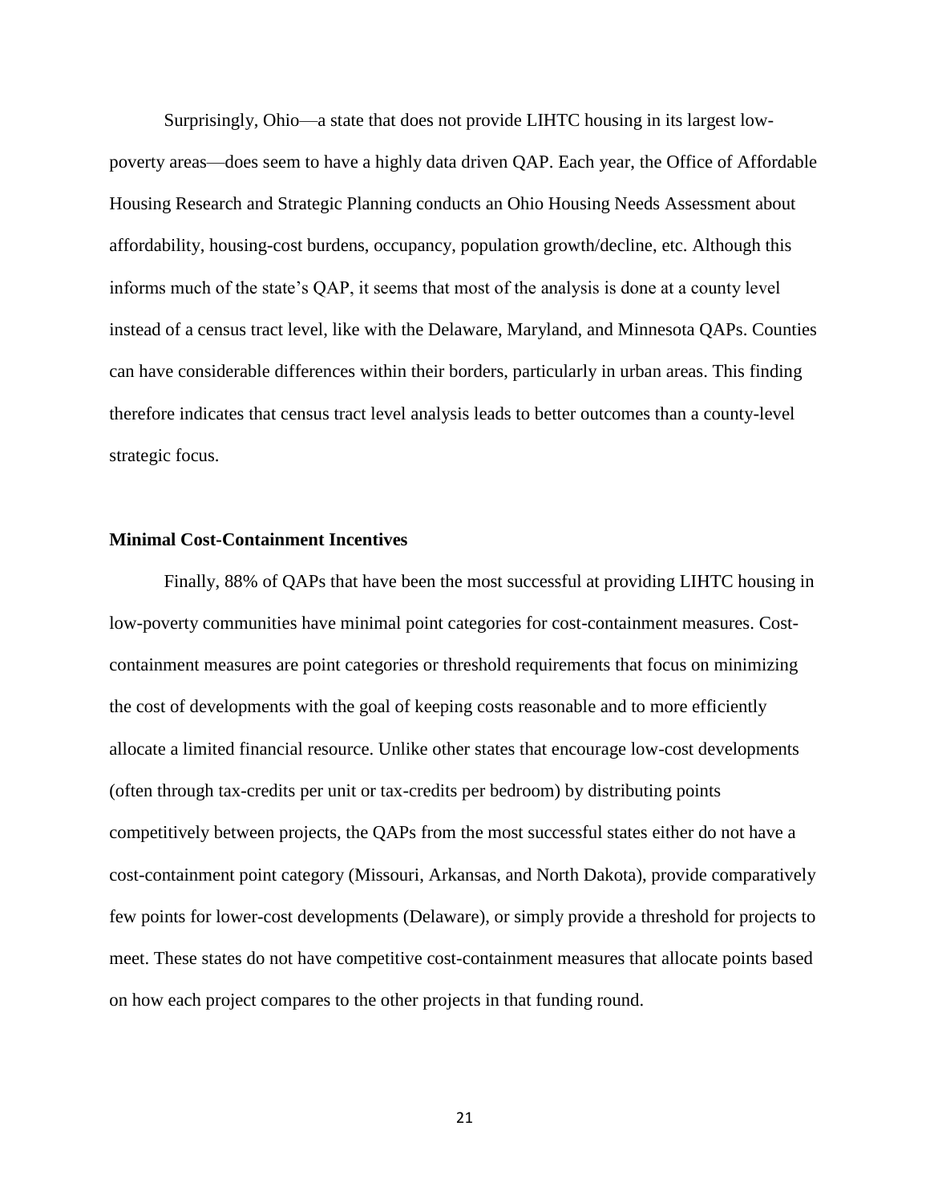Surprisingly, Ohio—a state that does not provide LIHTC housing in its largest low-poverty areas—does seem to have a highly data driven QAP. Each year, the Office of Affordable Housing Research and Strategic Planning conducts an Ohio Housing Needs Assessment about affordability, housing-cost burdens, occupancy, population growth/decline, etc. Although this informs much of the state's QAP, it seems that most of the analysis is done at a county level instead of a census tract level, like with the Delaware, Maryland, and Minnesota QAPs. Counties can have considerable differences within their borders, particularly in urban areas. This finding therefore indicates that census tract level analysis leads to better outcomes than a county-level strategic focus.

### Minimal Cost-Containment Incentives

Finally, 88% of QAPs that have been the most successful at providing LIHTC housing in low-poverty communities have minimal point categories for cost-containment measures. Cost-containment measures are point categories or threshold requirements that focus on minimizing the cost of developments with the goal of keeping costs reasonable and to more efficiently allocate a limited financial resource. Unlike other states that encourage low-cost developments (often through tax-credits per unit or tax-credits per bedroom) by distributing points competitively between projects, the QAPs from the most successful states either do not have a cost-containment point category (Missouri, Arkansas, and North Dakota), provide comparatively few points for lower-cost developments (Delaware), or simply provide a threshold for projects to meet. These states do not have competitive cost-containment measures that allocate points based on how each project compares to the other projects in that funding round.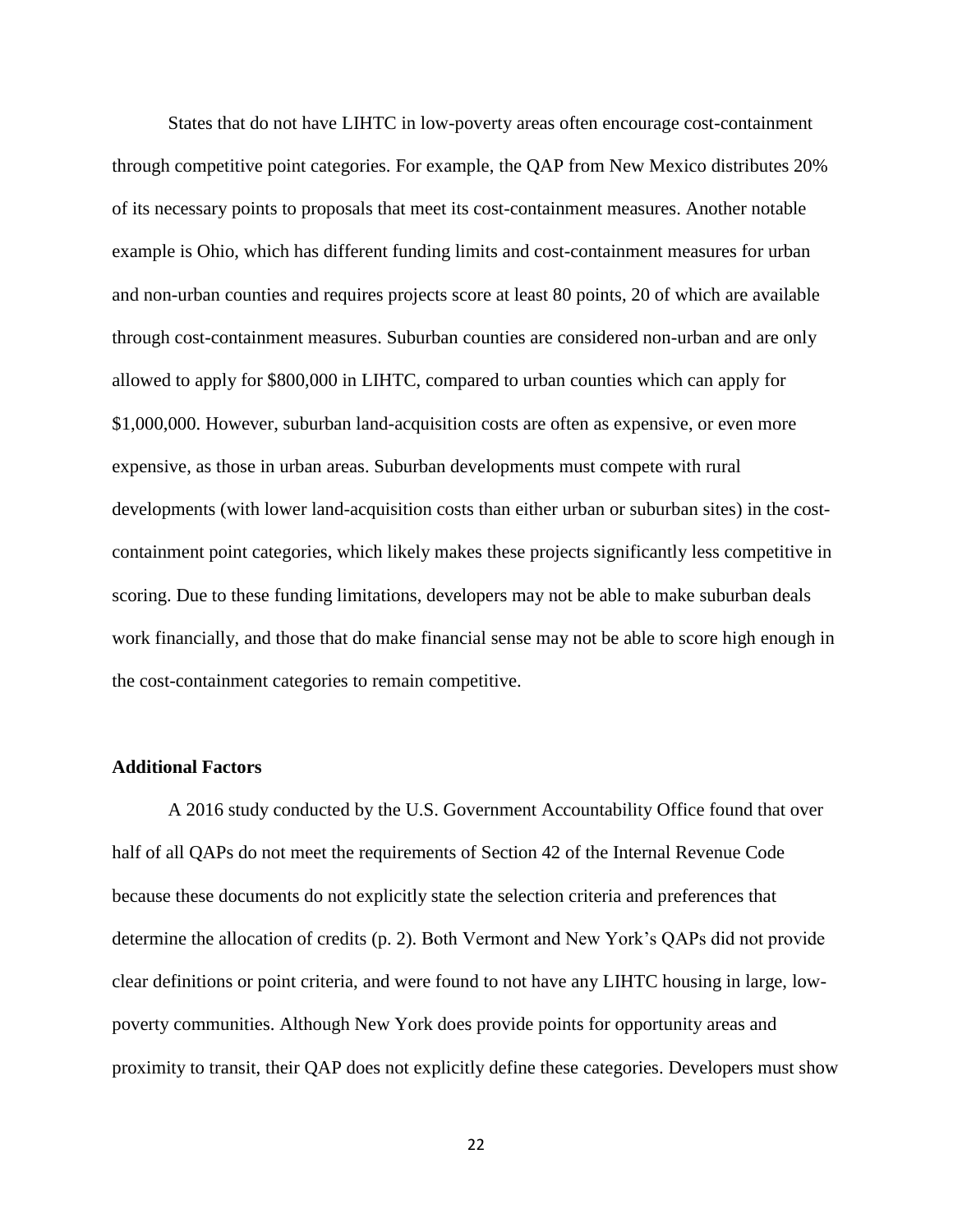States that do not have LIHTC in low-poverty areas often encourage cost-containment through competitive point categories. For example, the QAP from New Mexico distributes 20% of its necessary points to proposals that meet its cost-containment measures. Another notable example is Ohio, which has different funding limits and cost-containment measures for urban and non-urban counties and requires projects score at least 80 points, 20 of which are available through cost-containment measures. Suburban counties are considered non-urban and are only allowed to apply for $800,000 in LIHTC, compared to urban counties which can apply for $1,000,000. However, suburban land-acquisition costs are often as expensive, or even more expensive, as those in urban areas. Suburban developments must compete with rural developments (with lower land-acquisition costs than either urban or suburban sites) in the cost-containment point categories, which likely makes these projects significantly less competitive in scoring. Due to these funding limitations, developers may not be able to make suburban deals work financially, and those that do make financial sense may not be able to score high enough in the cost-containment categories to remain competitive.

**Additional Factors**

A 2016 study conducted by the U.S. Government Accountability Office found that over half of all QAPs do not meet the requirements of Section 42 of the Internal Revenue Code because these documents do not explicitly state the selection criteria and preferences that determine the allocation of credits (p. 2). Both Vermont and New York's QAPs did not provide clear definitions or point criteria, and were found to not have any LIHTC housing in large, low-poverty communities. Although New York does provide points for opportunity areas and proximity to transit, their QAP does not explicitly define these categories. Developers must show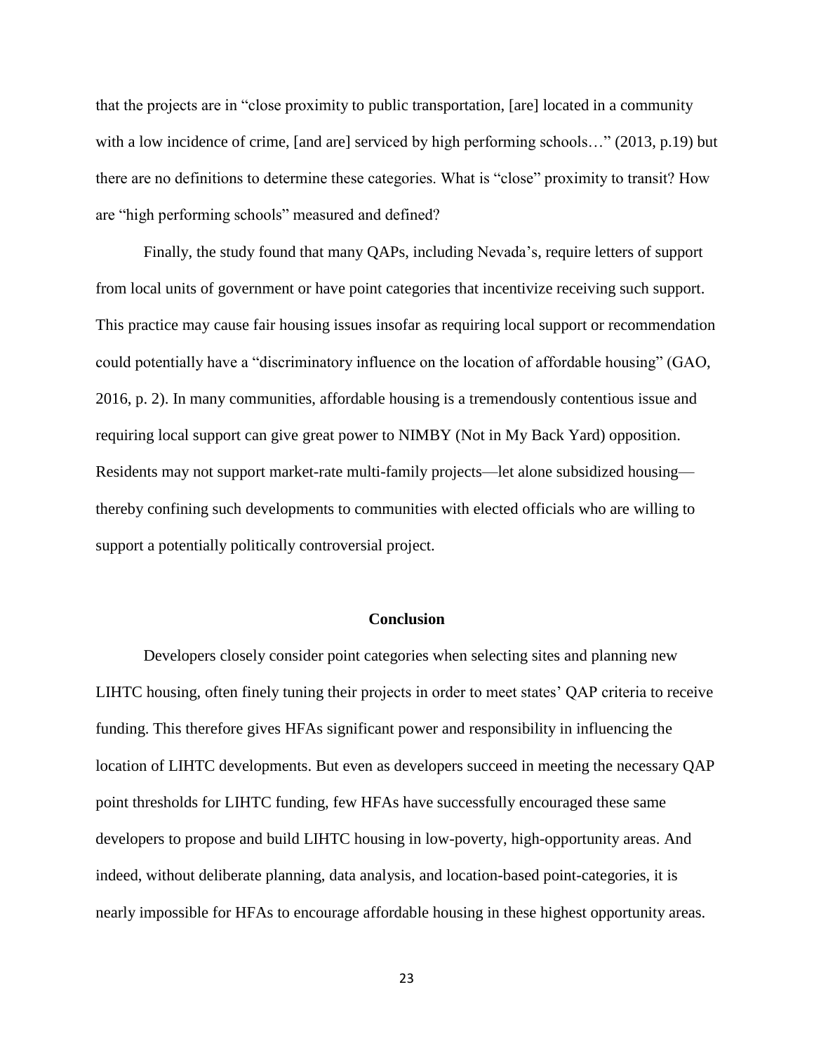that the projects are in "close proximity to public transportation, [are] located in a community with a low incidence of crime, [and are] serviced by high performing schools…" (2013, p.19) but there are no definitions to determine these categories. What is "close" proximity to transit? How are "high performing schools" measured and defined?

Finally, the study found that many QAPs, including Nevada's, require letters of support from local units of government or have point categories that incentivize receiving such support. This practice may cause fair housing issues insofar as requiring local support or recommendation could potentially have a "discriminatory influence on the location of affordable housing" (GAO, 2016, p. 2). In many communities, affordable housing is a tremendously contentious issue and requiring local support can give great power to NIMBY (Not in My Back Yard) opposition. Residents may not support market-rate multi-family projects—let alone subsidized housing—thereby confining such developments to communities with elected officials who are willing to support a potentially politically controversial project.

## Conclusion

Developers closely consider point categories when selecting sites and planning new LIHTC housing, often finely tuning their projects in order to meet states' QAP criteria to receive funding. This therefore gives HFAs significant power and responsibility in influencing the location of LIHTC developments. But even as developers succeed in meeting the necessary QAP point thresholds for LIHTC funding, few HFAs have successfully encouraged these same developers to propose and build LIHTC housing in low-poverty, high-opportunity areas. And indeed, without deliberate planning, data analysis, and location-based point-categories, it is nearly impossible for HFAs to encourage affordable housing in these highest opportunity areas.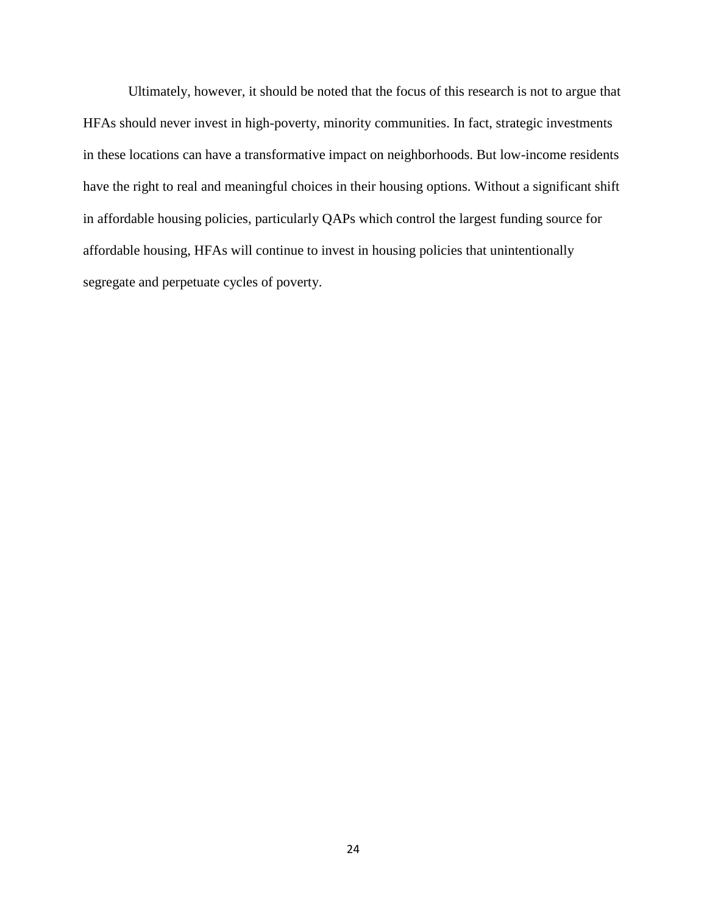Ultimately, however, it should be noted that the focus of this research is not to argue that HFAs should never invest in high-poverty, minority communities. In fact, strategic investments in these locations can have a transformative impact on neighborhoods. But low-income residents have the right to real and meaningful choices in their housing options. Without a significant shift in affordable housing policies, particularly QAPs which control the largest funding source for affordable housing, HFAs will continue to invest in housing policies that unintentionally segregate and perpetuate cycles of poverty.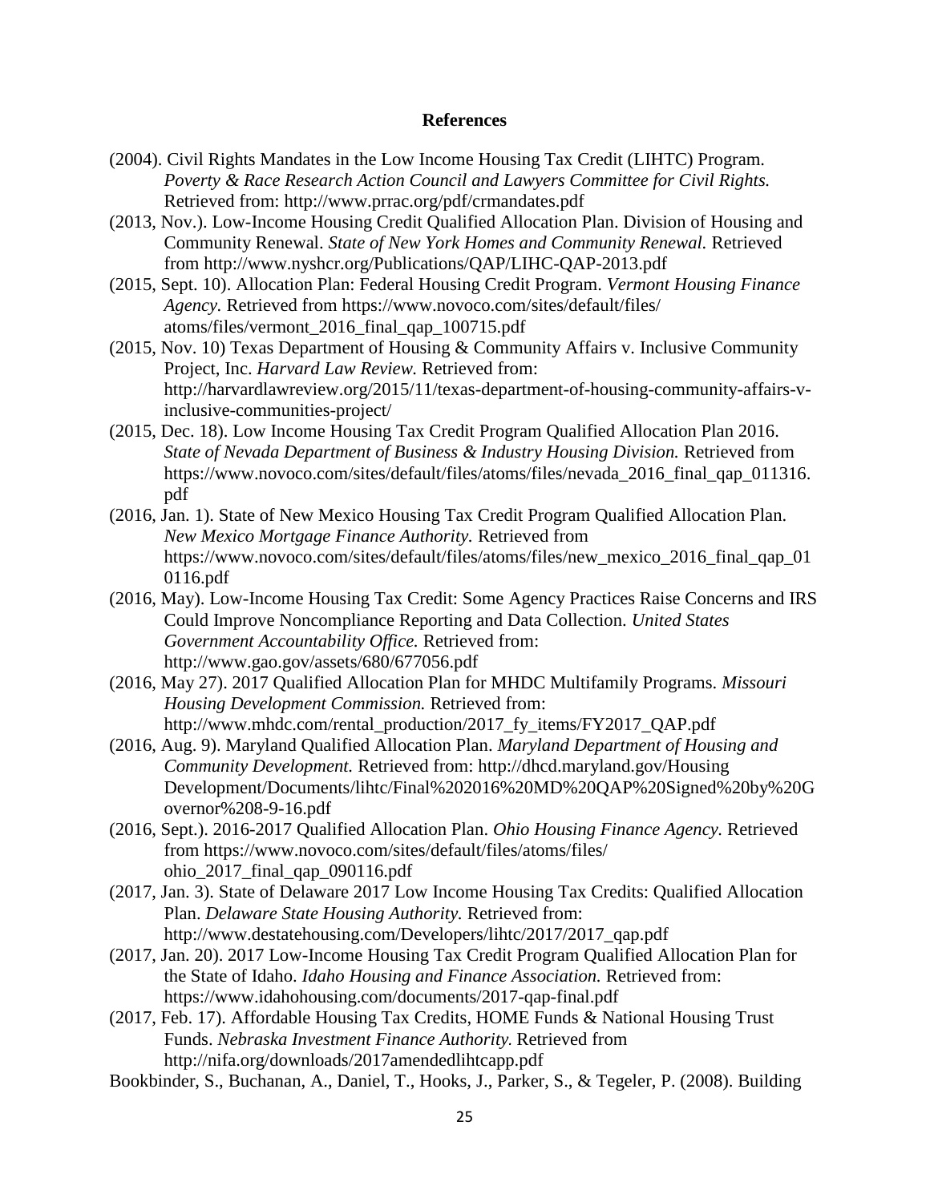**References**

(2004). Civil Rights Mandates in the Low Income Housing Tax Credit (LIHTC) Program. *Poverty & Race Research Action Council and Lawyers Committee for Civil Rights.* Retrieved from: http://www.prrac.org/pdf/crmandates.pdf

(2013, Nov.). Low-Income Housing Credit Qualified Allocation Plan. Division of Housing and Community Renewal. *State of New York Homes and Community Renewal.* Retrieved from http://www.nyshcr.org/Publications/QAP/LIHC-QAP-2013.pdf

(2015, Sept. 10). Allocation Plan: Federal Housing Credit Program. *Vermont Housing Finance Agency.* Retrieved from https://www.novoco.com/sites/default/files/atoms/files/vermont_2016_final_qap_100715.pdf

(2015, Nov. 10) Texas Department of Housing & Community Affairs v. Inclusive Community Project, Inc. *Harvard Law Review.* Retrieved from: http://harvardlawreview.org/2015/11/texas-department-of-housing-community-affairs-v-inclusive-communities-project/

(2015, Dec. 18). Low Income Housing Tax Credit Program Qualified Allocation Plan 2016. *State of Nevada Department of Business & Industry Housing Division.* Retrieved from https://www.novoco.com/sites/default/files/atoms/files/nevada_2016_final_qap_011316.pdf

(2016, Jan. 1). State of New Mexico Housing Tax Credit Program Qualified Allocation Plan. *New Mexico Mortgage Finance Authority.* Retrieved from https://www.novoco.com/sites/default/files/atoms/files/new_mexico_2016_final_qap_010116.pdf

(2016, May). Low-Income Housing Tax Credit: Some Agency Practices Raise Concerns and IRS Could Improve Noncompliance Reporting and Data Collection. *United States Government Accountability Office.* Retrieved from: http://www.gao.gov/assets/680/677056.pdf

(2016, May 27). 2017 Qualified Allocation Plan for MHDC Multifamily Programs. *Missouri Housing Development Commission.* Retrieved from: http://www.mhdc.com/rental_production/2017_fy_items/FY2017_QAP.pdf

(2016, Aug. 9). Maryland Qualified Allocation Plan. *Maryland Department of Housing and Community Development.* Retrieved from: http://dhcd.maryland.gov/Housing Development/Documents/lihtc/Final%202016%20MD%20QAP%20Signed%20by%20Governor%208-9-16.pdf

(2016, Sept.). 2016-2017 Qualified Allocation Plan. *Ohio Housing Finance Agency.* Retrieved from https://www.novoco.com/sites/default/files/atoms/files/ohio_2017_final_qap_090116.pdf

(2017, Jan. 3). State of Delaware 2017 Low Income Housing Tax Credits: Qualified Allocation Plan. *Delaware State Housing Authority.* Retrieved from: http://www.destatehousing.com/Developers/lihtc/2017/2017_qap.pdf

(2017, Jan. 20). 2017 Low-Income Housing Tax Credit Program Qualified Allocation Plan for the State of Idaho. *Idaho Housing and Finance Association.* Retrieved from: https://www.idahohousing.com/documents/2017-qap-final.pdf

(2017, Feb. 17). Affordable Housing Tax Credits, HOME Funds & National Housing Trust Funds. *Nebraska Investment Finance Authority.* Retrieved from http://nifa.org/downloads/2017amendedlihtcapp.pdf

Bookbinder, S., Buchanan, A., Daniel, T., Hooks, J., Parker, S., & Tegeler, P. (2008). Building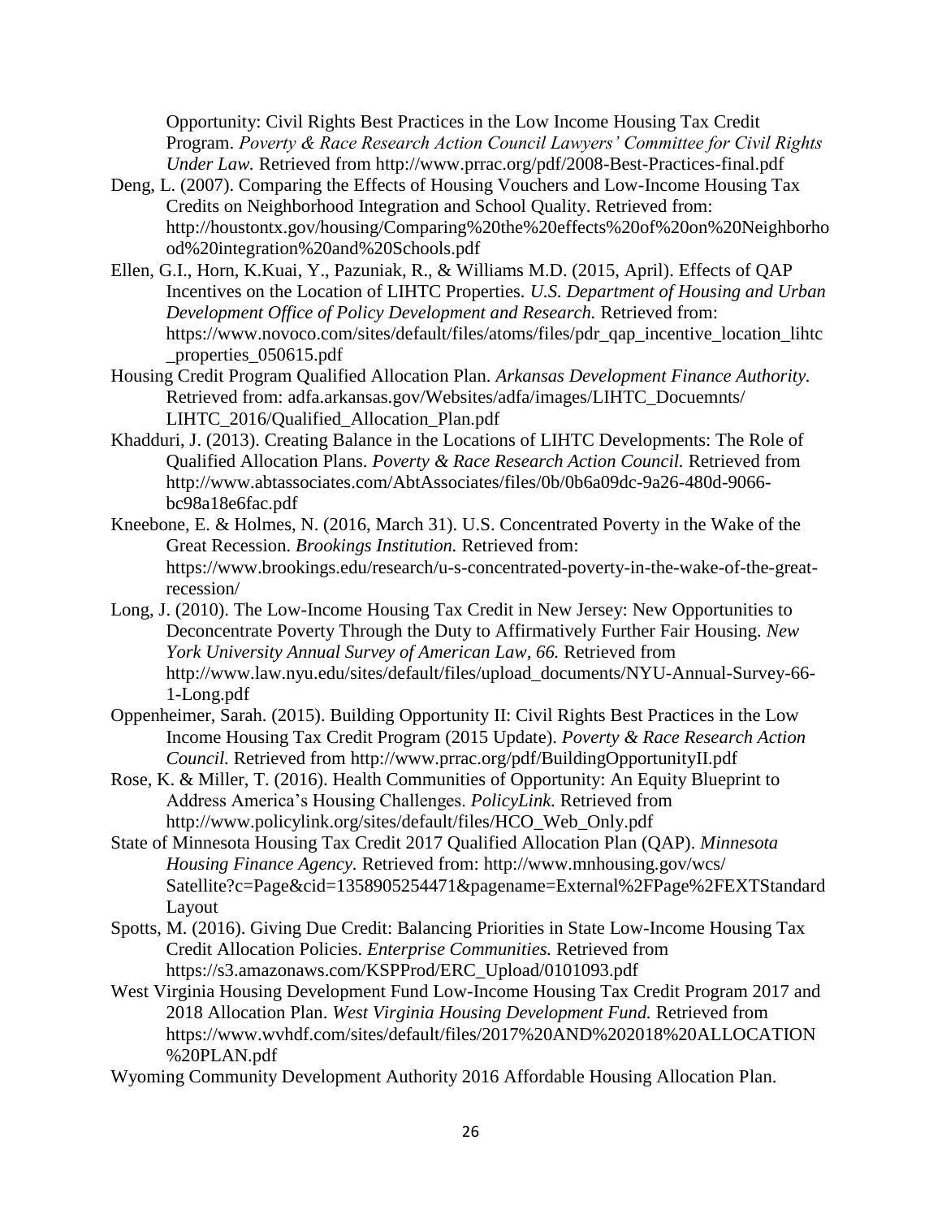Opportunity: Civil Rights Best Practices in the Low Income Housing Tax Credit Program. *Poverty & Race Research Action Council Lawyers' Committee for Civil Rights Under Law.* Retrieved from http://www.prrac.org/pdf/2008-Best-Practices-final.pdf

Deng, L. (2007). Comparing the Effects of Housing Vouchers and Low-Income Housing Tax Credits on Neighborhood Integration and School Quality. Retrieved from: http://houstontx.gov/housing/Comparing%20the%20effects%20of%20on%20Neighborhood%20integration%20and%20Schools.pdf

Ellen, G.I., Horn, K.Kuai, Y., Pazuniak, R., & Williams M.D. (2015, April). Effects of QAP Incentives on the Location of LIHTC Properties. *U.S. Department of Housing and Urban Development Office of Policy Development and Research.* Retrieved from: https://www.novoco.com/sites/default/files/atoms/files/pdr_qap_incentive_location_lihtc_properties_050615.pdf

Housing Credit Program Qualified Allocation Plan. *Arkansas Development Finance Authority.* Retrieved from: adfa.arkansas.gov/Websites/adfa/images/LIHTC_Docuemnts/LIHTC_2016/Qualified_Allocation_Plan.pdf

Khadduri, J. (2013). Creating Balance in the Locations of LIHTC Developments: The Role of Qualified Allocation Plans. *Poverty & Race Research Action Council.* Retrieved from http://www.abtassociates.com/AbtAssociates/files/0b/0b6a09dc-9a26-480d-9066-bc98a18e6fac.pdf

Kneebone, E. & Holmes, N. (2016, March 31). U.S. Concentrated Poverty in the Wake of the Great Recession. *Brookings Institution.* Retrieved from: https://www.brookings.edu/research/u-s-concentrated-poverty-in-the-wake-of-the-great-recession/

Long, J. (2010). The Low-Income Housing Tax Credit in New Jersey: New Opportunities to Deconcentrate Poverty Through the Duty to Affirmatively Further Fair Housing. *New York University Annual Survey of American Law, 66.* Retrieved from http://www.law.nyu.edu/sites/default/files/upload_documents/NYU-Annual-Survey-66-1-Long.pdf

Oppenheimer, Sarah. (2015). Building Opportunity II: Civil Rights Best Practices in the Low Income Housing Tax Credit Program (2015 Update). *Poverty & Race Research Action Council.* Retrieved from http://www.prrac.org/pdf/BuildingOpportunityII.pdf

Rose, K. & Miller, T. (2016). Health Communities of Opportunity: An Equity Blueprint to Address America's Housing Challenges. *PolicyLink.* Retrieved from http://www.policylink.org/sites/default/files/HCO_Web_Only.pdf

State of Minnesota Housing Tax Credit 2017 Qualified Allocation Plan (QAP). *Minnesota Housing Finance Agency.* Retrieved from: http://www.mnhousing.gov/wcs/Satellite?c=Page&cid=1358905254471&pagename=External%2FPage%2FEXTStandardLayout

Spotts, M. (2016). Giving Due Credit: Balancing Priorities in State Low-Income Housing Tax Credit Allocation Policies. *Enterprise Communities.* Retrieved from https://s3.amazonaws.com/KSPProd/ERC_Upload/0101093.pdf

West Virginia Housing Development Fund Low-Income Housing Tax Credit Program 2017 and 2018 Allocation Plan. *West Virginia Housing Development Fund.* Retrieved from https://www.wvhdf.com/sites/default/files/2017%20AND%202018%20ALLOCATION%20PLAN.pdf

Wyoming Community Development Authority 2016 Affordable Housing Allocation Plan.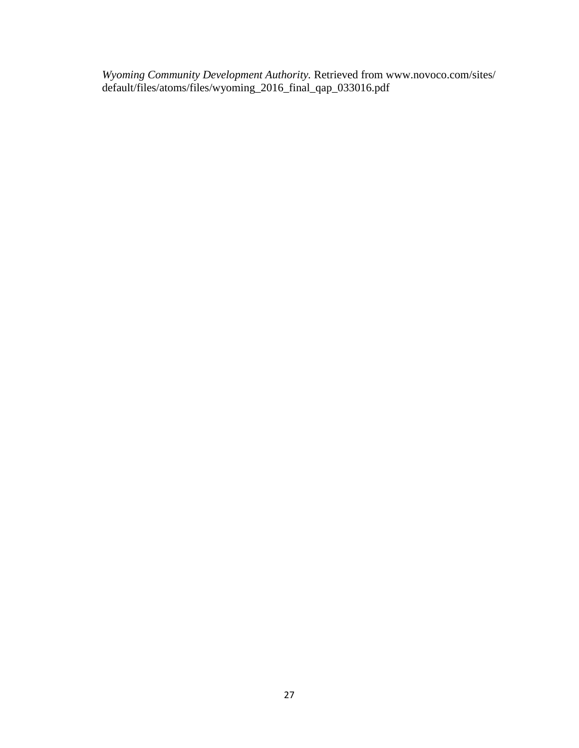*Wyoming Community Development Authority*. Retrieved from www.novoco.com/sites/default/files/atoms/files/wyoming_2016_final_qap_033016.pdf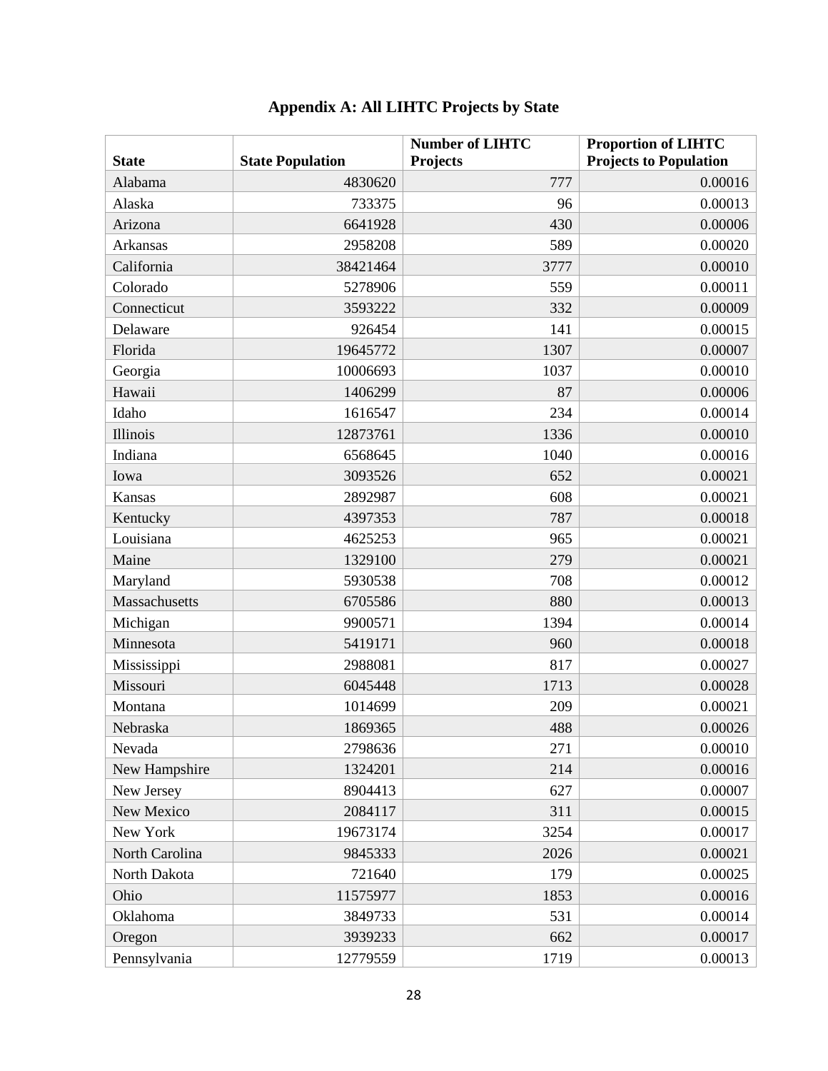# Appendix A: All LIHTC Projects by State

| State | State Population | Number of LIHTC Projects | Proportion of LIHTC Projects to Population |
|---|---|---|---|
| Alabama | 4830620 | 777 | 0.00016 |
| Alaska | 733375 | 96 | 0.00013 |
| Arizona | 6641928 | 430 | 0.00006 |
| Arkansas | 2958208 | 589 | 0.00020 |
| California | 38421464 | 3777 | 0.00010 |
| Colorado | 5278906 | 559 | 0.00011 |
| Connecticut | 3593222 | 332 | 0.00009 |
| Delaware | 926454 | 141 | 0.00015 |
| Florida | 19645772 | 1307 | 0.00007 |
| Georgia | 10006693 | 1037 | 0.00010 |
| Hawaii | 1406299 | 87 | 0.00006 |
| Idaho | 1616547 | 234 | 0.00014 |
| Illinois | 12873761 | 1336 | 0.00010 |
| Indiana | 6568645 | 1040 | 0.00016 |
| Iowa | 3093526 | 652 | 0.00021 |
| Kansas | 2892987 | 608 | 0.00021 |
| Kentucky | 4397353 | 787 | 0.00018 |
| Louisiana | 4625253 | 965 | 0.00021 |
| Maine | 1329100 | 279 | 0.00021 |
| Maryland | 5930538 | 708 | 0.00012 |
| Massachusetts | 6705586 | 880 | 0.00013 |
| Michigan | 9900571 | 1394 | 0.00014 |
| Minnesota | 5419171 | 960 | 0.00018 |
| Mississippi | 2988081 | 817 | 0.00027 |
| Missouri | 6045448 | 1713 | 0.00028 |
| Montana | 1014699 | 209 | 0.00021 |
| Nebraska | 1869365 | 488 | 0.00026 |
| Nevada | 2798636 | 271 | 0.00010 |
| New Hampshire | 1324201 | 214 | 0.00016 |
| New Jersey | 8904413 | 627 | 0.00007 |
| New Mexico | 2084117 | 311 | 0.00015 |
| New York | 19673174 | 3254 | 0.00017 |
| North Carolina | 9845333 | 2026 | 0.00021 |
| North Dakota | 721640 | 179 | 0.00025 |
| Ohio | 11575977 | 1853 | 0.00016 |
| Oklahoma | 3849733 | 531 | 0.00014 |
| Oregon | 3939233 | 662 | 0.00017 |
| Pennsylvania | 12779559 | 1719 | 0.00013 |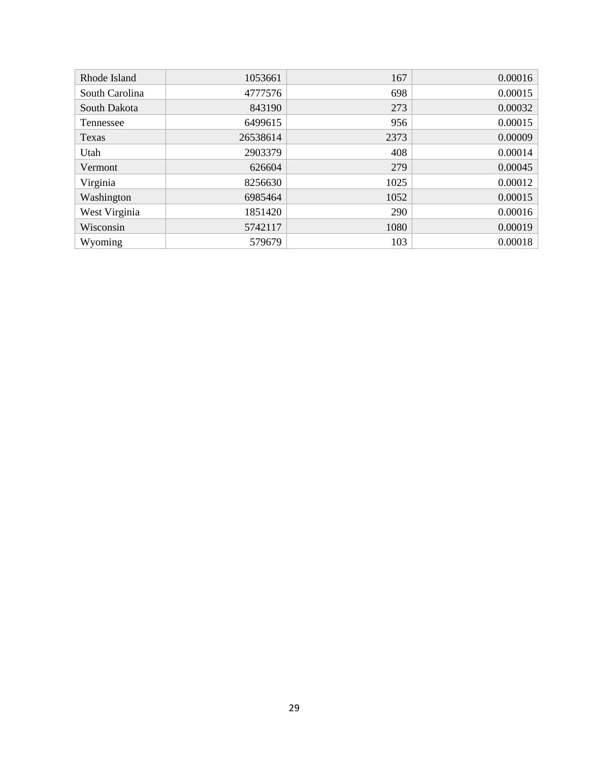| | | | |
|---|---|---|---|
| Rhode Island | 1053661 | 167 | 0.00016 |
| South Carolina | 4777576 | 698 | 0.00015 |
| South Dakota | 843190 | 273 | 0.00032 |
| Tennessee | 6499615 | 956 | 0.00015 |
| Texas | 26538614 | 2373 | 0.00009 |
| Utah | 2903379 | 408 | 0.00014 |
| Vermont | 626604 | 279 | 0.00045 |
| Virginia | 8256630 | 1025 | 0.00012 |
| Washington | 6985464 | 1052 | 0.00015 |
| West Virginia | 1851420 | 290 | 0.00016 |
| Wisconsin | 5742117 | 1080 | 0.00019 |
| Wyoming | 579679 | 103 | 0.00018 |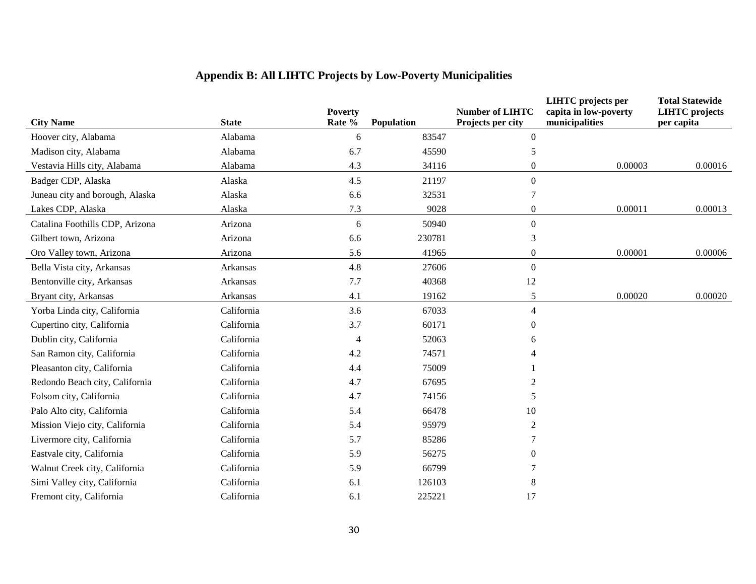## Appendix B: All LIHTC Projects by Low-Poverty Municipalities

| City Name | State | Poverty Rate % | Population | Number of LIHTC Projects per city | LIHTC projects per capita in low-poverty municipalities | Total Statewide LIHTC projects per capita |
|---|---|---|---|---|---|---|
| Hoover city, Alabama | Alabama | 6 | 83547 | 0 | | |
| Madison city, Alabama | Alabama | 6.7 | 45590 | 5 | | |
| Vestavia Hills city, Alabama | Alabama | 4.3 | 34116 | 0 | 0.00003 | 0.00016 |
| Badger CDP, Alaska | Alaska | 4.5 | 21197 | 0 | | |
| Juneau city and borough, Alaska | Alaska | 6.6 | 32531 | 7 | | |
| Lakes CDP, Alaska | Alaska | 7.3 | 9028 | 0 | 0.00011 | 0.00013 |
| Catalina Foothills CDP, Arizona | Arizona | 6 | 50940 | 0 | | |
| Gilbert town, Arizona | Arizona | 6.6 | 230781 | 3 | | |
| Oro Valley town, Arizona | Arizona | 5.6 | 41965 | 0 | 0.00001 | 0.00006 |
| Bella Vista city, Arkansas | Arkansas | 4.8 | 27606 | 0 | | |
| Bentonville city, Arkansas | Arkansas | 7.7 | 40368 | 12 | | |
| Bryant city, Arkansas | Arkansas | 4.1 | 19162 | 5 | 0.00020 | 0.00020 |
| Yorba Linda city, California | California | 3.6 | 67033 | 4 | | |
| Cupertino city, California | California | 3.7 | 60171 | 0 | | |
| Dublin city, California | California | 4 | 52063 | 6 | | |
| San Ramon city, California | California | 4.2 | 74571 | 4 | | |
| Pleasanton city, California | California | 4.4 | 75009 | 1 | | |
| Redondo Beach city, California | California | 4.7 | 67695 | 2 | | |
| Folsom city, California | California | 4.7 | 74156 | 5 | | |
| Palo Alto city, California | California | 5.4 | 66478 | 10 | | |
| Mission Viejo city, California | California | 5.4 | 95979 | 2 | | |
| Livermore city, California | California | 5.7 | 85286 | 7 | | |
| Eastvale city, California | California | 5.9 | 56275 | 0 | | |
| Walnut Creek city, California | California | 5.9 | 66799 | 7 | | |
| Simi Valley city, California | California | 6.1 | 126103 | 8 | | |
| Fremont city, California | California | 6.1 | 225221 | 17 | | |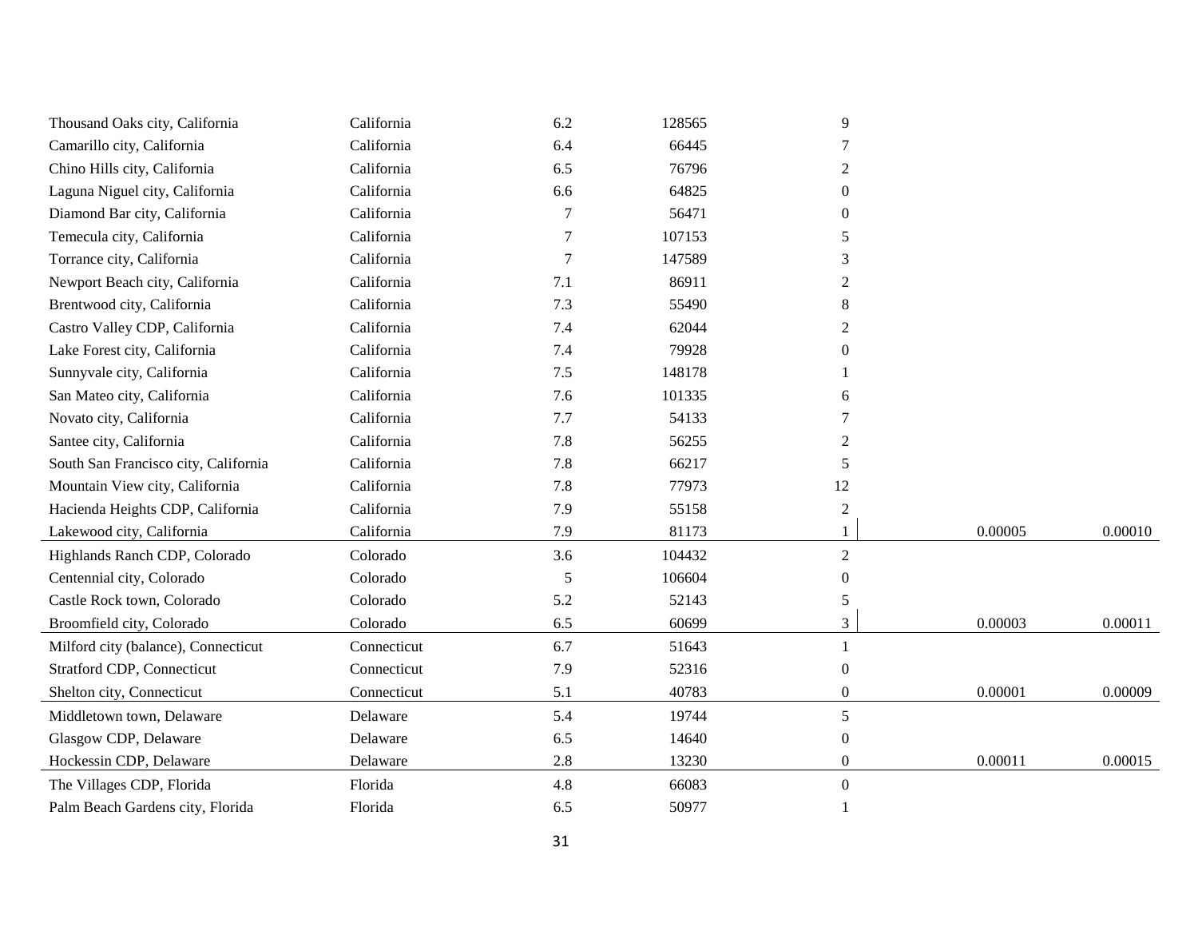| | | | | | | |
|---|---|---|---|---|---|---|
| Thousand Oaks city, California | California | 6.2 | 128565 | 9 | | |
| Camarillo city, California | California | 6.4 | 66445 | 7 | | |
| Chino Hills city, California | California | 6.5 | 76796 | 2 | | |
| Laguna Niguel city, California | California | 6.6 | 64825 | 0 | | |
| Diamond Bar city, California | California | 7 | 56471 | 0 | | |
| Temecula city, California | California | 7 | 107153 | 5 | | |
| Torrance city, California | California | 7 | 147589 | 3 | | |
| Newport Beach city, California | California | 7.1 | 86911 | 2 | | |
| Brentwood city, California | California | 7.3 | 55490 | 8 | | |
| Castro Valley CDP, California | California | 7.4 | 62044 | 2 | | |
| Lake Forest city, California | California | 7.4 | 79928 | 0 | | |
| Sunnyvale city, California | California | 7.5 | 148178 | 1 | | |
| San Mateo city, California | California | 7.6 | 101335 | 6 | | |
| Novato city, California | California | 7.7 | 54133 | 7 | | |
| Santee city, California | California | 7.8 | 56255 | 2 | | |
| South San Francisco city, California | California | 7.8 | 66217 | 5 | | |
| Mountain View city, California | California | 7.8 | 77973 | 12 | | |
| Hacienda Heights CDP, California | California | 7.9 | 55158 | 2 | | |
| Lakewood city, California | California | 7.9 | 81173 | 1 | 0.00005 | 0.00010 |
| Highlands Ranch CDP, Colorado | Colorado | 3.6 | 104432 | 2 | | |
| Centennial city, Colorado | Colorado | 5 | 106604 | 0 | | |
| Castle Rock town, Colorado | Colorado | 5.2 | 52143 | 5 | | |
| Broomfield city, Colorado | Colorado | 6.5 | 60699 | 3 | 0.00003 | 0.00011 |
| Milford city (balance), Connecticut | Connecticut | 6.7 | 51643 | 1 | | |
| Stratford CDP, Connecticut | Connecticut | 7.9 | 52316 | 0 | | |
| Shelton city, Connecticut | Connecticut | 5.1 | 40783 | 0 | 0.00001 | 0.00009 |
| Middletown town, Delaware | Delaware | 5.4 | 19744 | 5 | | |
| Glasgow CDP, Delaware | Delaware | 6.5 | 14640 | 0 | | |
| Hockessin CDP, Delaware | Delaware | 2.8 | 13230 | 0 | 0.00011 | 0.00015 |
| The Villages CDP, Florida | Florida | 4.8 | 66083 | 0 | | |
| Palm Beach Gardens city, Florida | Florida | 6.5 | 50977 | 1 | | |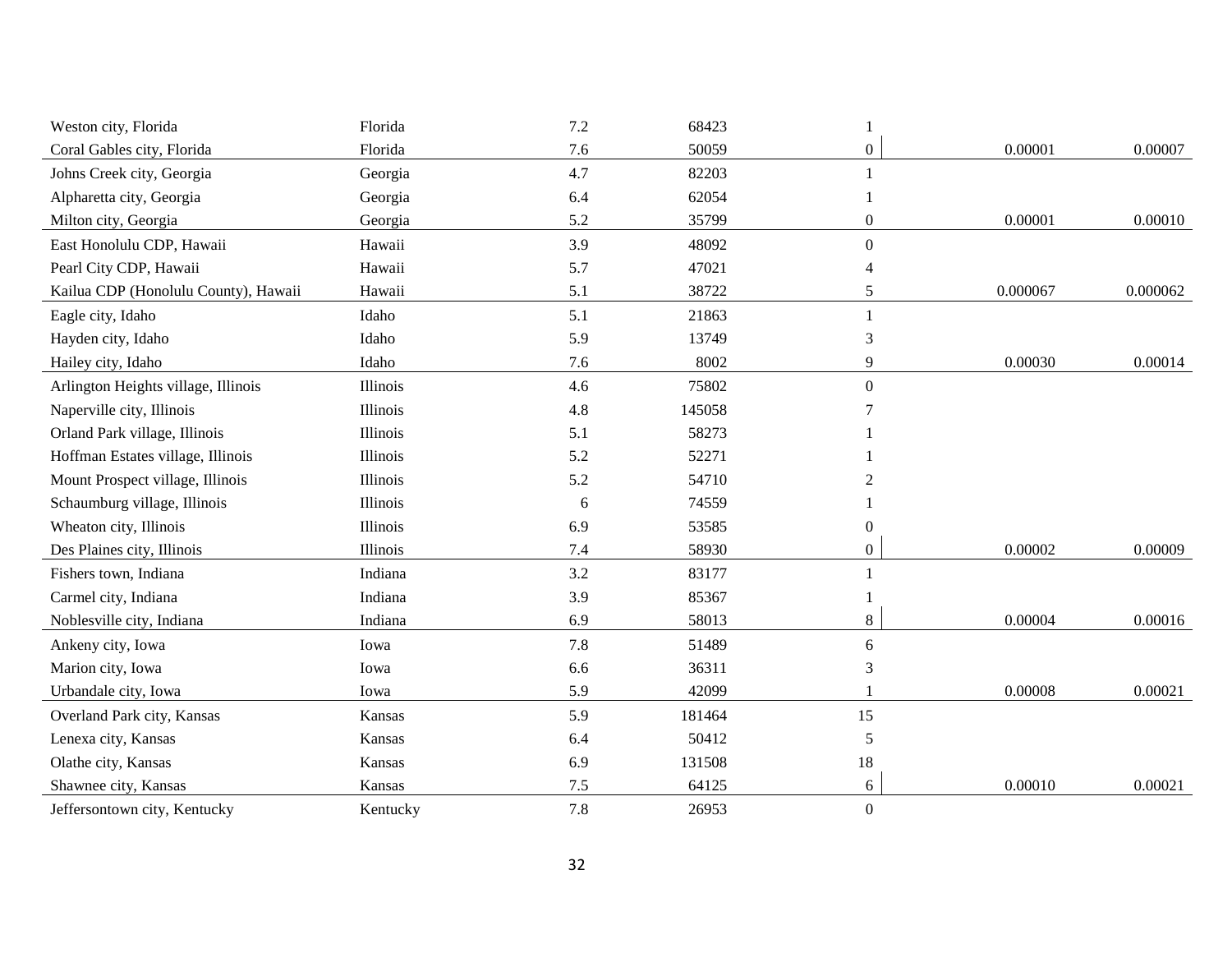| | | | | | | |
|---|---|---|---|---|---|---|
| Weston city, Florida | Florida | 7.2 | 68423 | 1 | | |
| Coral Gables city, Florida | Florida | 7.6 | 50059 | 0 | 0.00001 | 0.00007 |
| Johns Creek city, Georgia | Georgia | 4.7 | 82203 | 1 | | |
| Alpharetta city, Georgia | Georgia | 6.4 | 62054 | 1 | | |
| Milton city, Georgia | Georgia | 5.2 | 35799 | 0 | 0.00001 | 0.00010 |
| East Honolulu CDP, Hawaii | Hawaii | 3.9 | 48092 | 0 | | |
| Pearl City CDP, Hawaii | Hawaii | 5.7 | 47021 | 4 | | |
| Kailua CDP (Honolulu County), Hawaii | Hawaii | 5.1 | 38722 | 5 | 0.000067 | 0.000062 |
| Eagle city, Idaho | Idaho | 5.1 | 21863 | 1 | | |
| Hayden city, Idaho | Idaho | 5.9 | 13749 | 3 | | |
| Hailey city, Idaho | Idaho | 7.6 | 8002 | 9 | 0.00030 | 0.00014 |
| Arlington Heights village, Illinois | Illinois | 4.6 | 75802 | 0 | | |
| Naperville city, Illinois | Illinois | 4.8 | 145058 | 7 | | |
| Orland Park village, Illinois | Illinois | 5.1 | 58273 | 1 | | |
| Hoffman Estates village, Illinois | Illinois | 5.2 | 52271 | 1 | | |
| Mount Prospect village, Illinois | Illinois | 5.2 | 54710 | 2 | | |
| Schaumburg village, Illinois | Illinois | 6 | 74559 | 1 | | |
| Wheaton city, Illinois | Illinois | 6.9 | 53585 | 0 | | |
| Des Plaines city, Illinois | Illinois | 7.4 | 58930 | 0 | 0.00002 | 0.00009 |
| Fishers town, Indiana | Indiana | 3.2 | 83177 | 1 | | |
| Carmel city, Indiana | Indiana | 3.9 | 85367 | 1 | | |
| Noblesville city, Indiana | Indiana | 6.9 | 58013 | 8 | 0.00004 | 0.00016 |
| Ankeny city, Iowa | Iowa | 7.8 | 51489 | 6 | | |
| Marion city, Iowa | Iowa | 6.6 | 36311 | 3 | | |
| Urbandale city, Iowa | Iowa | 5.9 | 42099 | 1 | 0.00008 | 0.00021 |
| Overland Park city, Kansas | Kansas | 5.9 | 181464 | 15 | | |
| Lenexa city, Kansas | Kansas | 6.4 | 50412 | 5 | | |
| Olathe city, Kansas | Kansas | 6.9 | 131508 | 18 | | |
| Shawnee city, Kansas | Kansas | 7.5 | 64125 | 6 | 0.00010 | 0.00021 |
| Jeffersontown city, Kentucky | Kentucky | 7.8 | 26953 | 0 | | |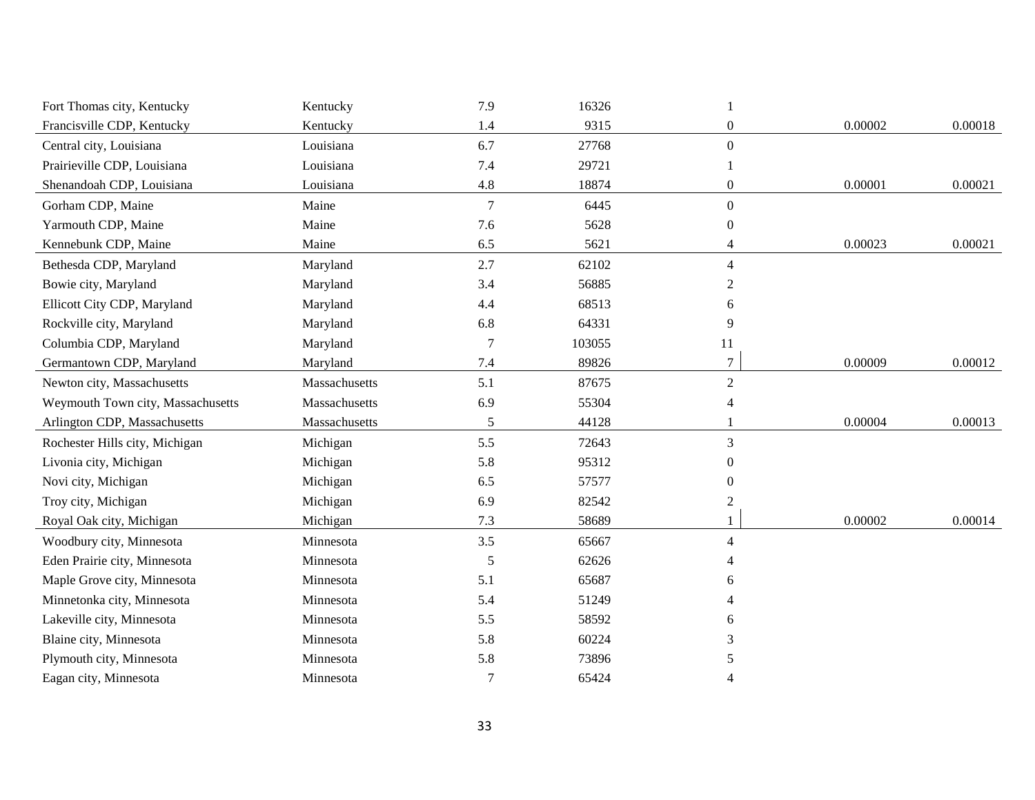| | | | | | | |
|---|---|---|---|---|---|---|
| Fort Thomas city, Kentucky | Kentucky | 7.9 | 16326 | 1 | | |
| Francisville CDP, Kentucky | Kentucky | 1.4 | 9315 | 0 | 0.00002 | 0.00018 |
| Central city, Louisiana | Louisiana | 6.7 | 27768 | 0 | | |
| Prairieville CDP, Louisiana | Louisiana | 7.4 | 29721 | 1 | | |
| Shenandoah CDP, Louisiana | Louisiana | 4.8 | 18874 | 0 | 0.00001 | 0.00021 |
| Gorham CDP, Maine | Maine | 7 | 6445 | 0 | | |
| Yarmouth CDP, Maine | Maine | 7.6 | 5628 | 0 | | |
| Kennebunk CDP, Maine | Maine | 6.5 | 5621 | 4 | 0.00023 | 0.00021 |
| Bethesda CDP, Maryland | Maryland | 2.7 | 62102 | 4 | | |
| Bowie city, Maryland | Maryland | 3.4 | 56885 | 2 | | |
| Ellicott City CDP, Maryland | Maryland | 4.4 | 68513 | 6 | | |
| Rockville city, Maryland | Maryland | 6.8 | 64331 | 9 | | |
| Columbia CDP, Maryland | Maryland | 7 | 103055 | 11 | | |
| Germantown CDP, Maryland | Maryland | 7.4 | 89826 | 7 | 0.00009 | 0.00012 |
| Newton city, Massachusetts | Massachusetts | 5.1 | 87675 | 2 | | |
| Weymouth Town city, Massachusetts | Massachusetts | 6.9 | 55304 | 4 | | |
| Arlington CDP, Massachusetts | Massachusetts | 5 | 44128 | 1 | 0.00004 | 0.00013 |
| Rochester Hills city, Michigan | Michigan | 5.5 | 72643 | 3 | | |
| Livonia city, Michigan | Michigan | 5.8 | 95312 | 0 | | |
| Novi city, Michigan | Michigan | 6.5 | 57577 | 0 | | |
| Troy city, Michigan | Michigan | 6.9 | 82542 | 2 | | |
| Royal Oak city, Michigan | Michigan | 7.3 | 58689 | 1 | 0.00002 | 0.00014 |
| Woodbury city, Minnesota | Minnesota | 3.5 | 65667 | 4 | | |
| Eden Prairie city, Minnesota | Minnesota | 5 | 62626 | 4 | | |
| Maple Grove city, Minnesota | Minnesota | 5.1 | 65687 | 6 | | |
| Minnetonka city, Minnesota | Minnesota | 5.4 | 51249 | 4 | | |
| Lakeville city, Minnesota | Minnesota | 5.5 | 58592 | 6 | | |
| Blaine city, Minnesota | Minnesota | 5.8 | 60224 | 3 | | |
| Plymouth city, Minnesota | Minnesota | 5.8 | 73896 | 5 | | |
| Eagan city, Minnesota | Minnesota | 7 | 65424 | 4 | | |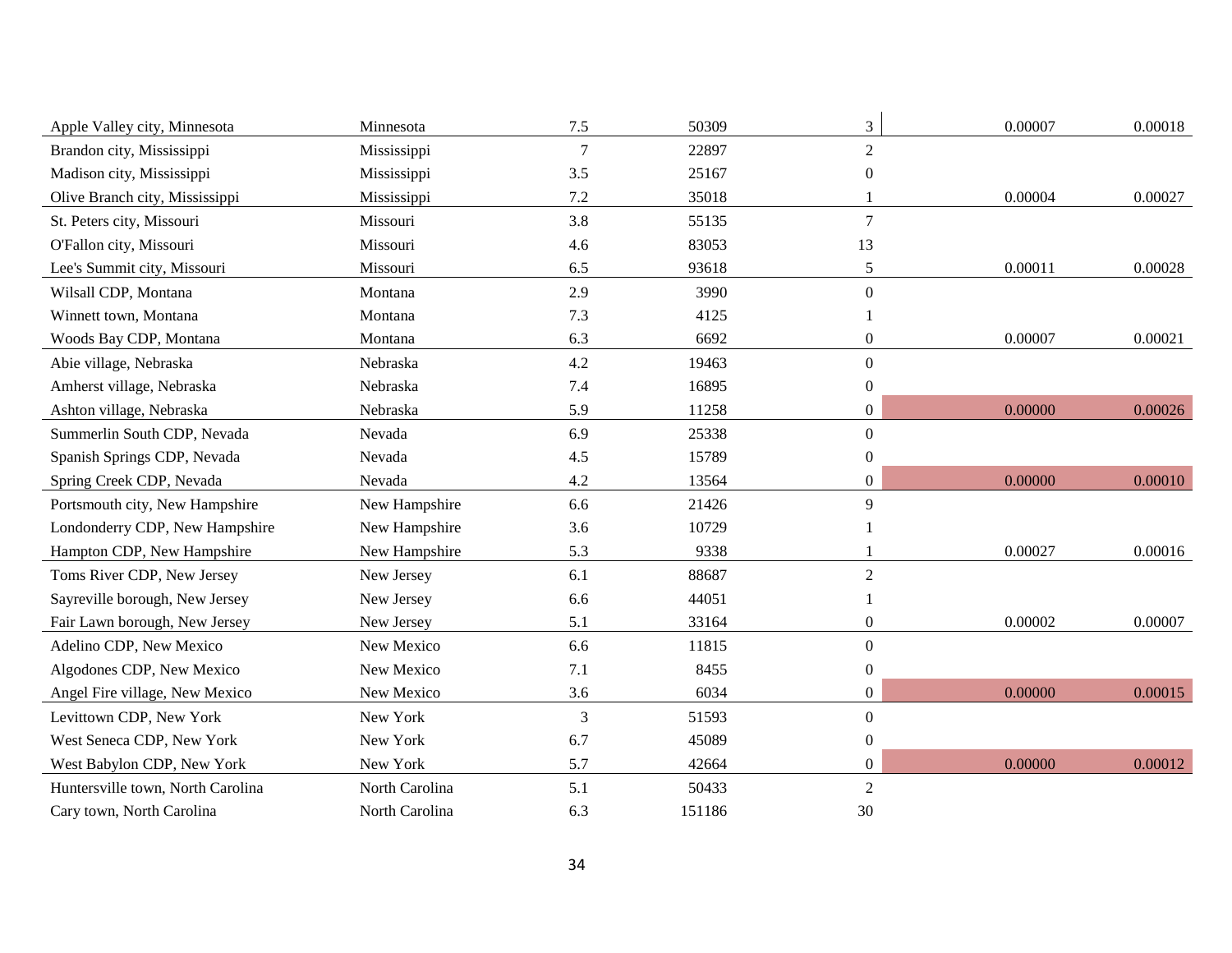| | | | | | | |
|---|---|---|---|---|---|---|
| Apple Valley city, Minnesota | Minnesota | 7.5 | 50309 | 3 | 0.00007 | 0.00018 |
| Brandon city, Mississippi | Mississippi | 7 | 22897 | 2 | | |
| Madison city, Mississippi | Mississippi | 3.5 | 25167 | 0 | | |
| Olive Branch city, Mississippi | Mississippi | 7.2 | 35018 | 1 | 0.00004 | 0.00027 |
| St. Peters city, Missouri | Missouri | 3.8 | 55135 | 7 | | |
| O'Fallon city, Missouri | Missouri | 4.6 | 83053 | 13 | | |
| Lee's Summit city, Missouri | Missouri | 6.5 | 93618 | 5 | 0.00011 | 0.00028 |
| Wilsall CDP, Montana | Montana | 2.9 | 3990 | 0 | | |
| Winnett town, Montana | Montana | 7.3 | 4125 | 1 | | |
| Woods Bay CDP, Montana | Montana | 6.3 | 6692 | 0 | 0.00007 | 0.00021 |
| Abie village, Nebraska | Nebraska | 4.2 | 19463 | 0 | | |
| Amherst village, Nebraska | Nebraska | 7.4 | 16895 | 0 | | |
| Ashton village, Nebraska | Nebraska | 5.9 | 11258 | 0 | 0.00000 | 0.00026 |
| Summerlin South CDP, Nevada | Nevada | 6.9 | 25338 | 0 | | |
| Spanish Springs CDP, Nevada | Nevada | 4.5 | 15789 | 0 | | |
| Spring Creek CDP, Nevada | Nevada | 4.2 | 13564 | 0 | 0.00000 | 0.00010 |
| Portsmouth city, New Hampshire | New Hampshire | 6.6 | 21426 | 9 | | |
| Londonderry CDP, New Hampshire | New Hampshire | 3.6 | 10729 | 1 | | |
| Hampton CDP, New Hampshire | New Hampshire | 5.3 | 9338 | 1 | 0.00027 | 0.00016 |
| Toms River CDP, New Jersey | New Jersey | 6.1 | 88687 | 2 | | |
| Sayreville borough, New Jersey | New Jersey | 6.6 | 44051 | 1 | | |
| Fair Lawn borough, New Jersey | New Jersey | 5.1 | 33164 | 0 | 0.00002 | 0.00007 |
| Adelino CDP, New Mexico | New Mexico | 6.6 | 11815 | 0 | | |
| Algodones CDP, New Mexico | New Mexico | 7.1 | 8455 | 0 | | |
| Angel Fire village, New Mexico | New Mexico | 3.6 | 6034 | 0 | 0.00000 | 0.00015 |
| Levittown CDP, New York | New York | 3 | 51593 | 0 | | |
| West Seneca CDP, New York | New York | 6.7 | 45089 | 0 | | |
| West Babylon CDP, New York | New York | 5.7 | 42664 | 0 | 0.00000 | 0.00012 |
| Huntersville town, North Carolina | North Carolina | 5.1 | 50433 | 2 | | |
| Cary town, North Carolina | North Carolina | 6.3 | 151186 | 30 | | |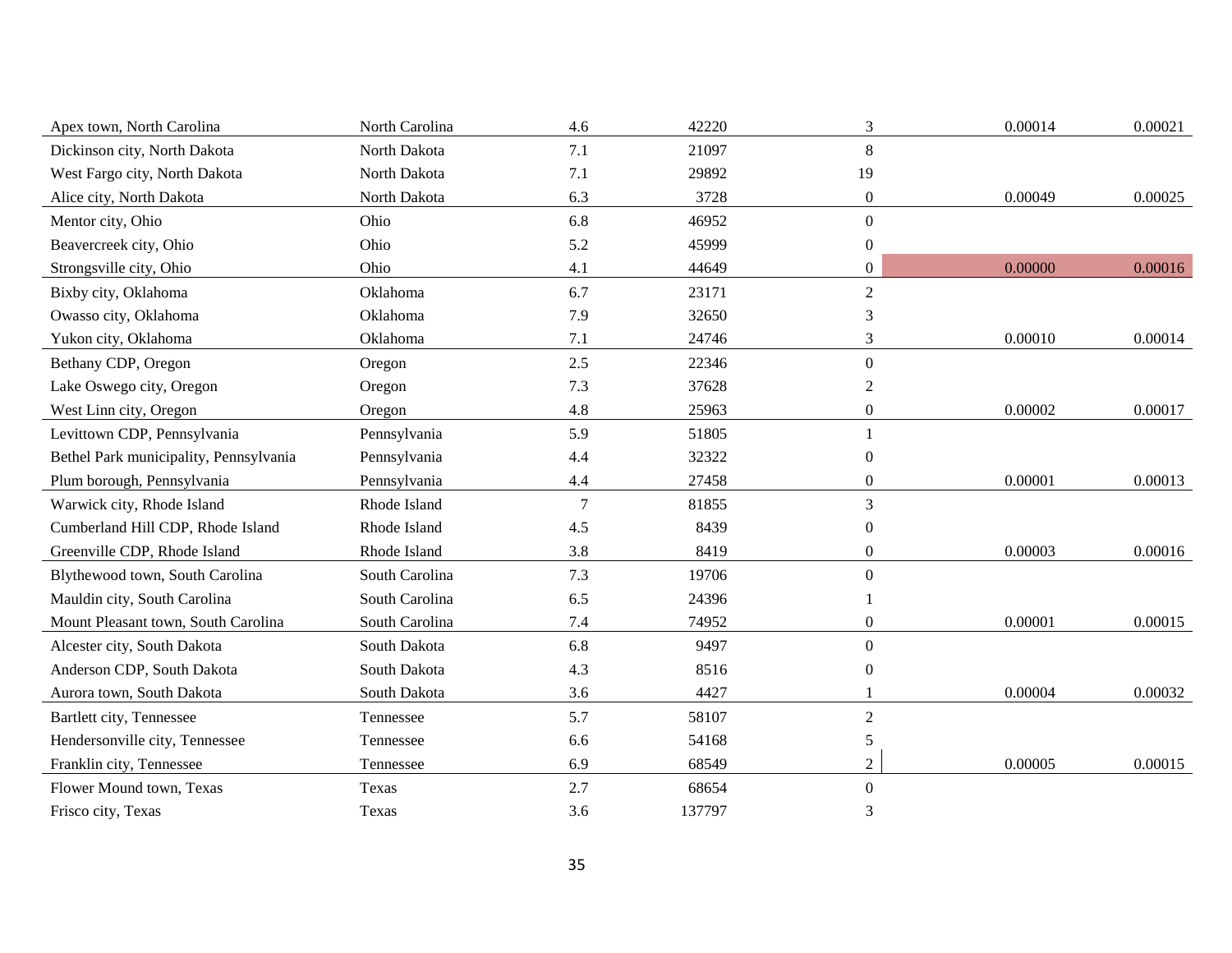| | | | | | | |
|---|---|---|---|---|---|---|
| Apex town, North Carolina | North Carolina | 4.6 | 42220 | 3 | 0.00014 | 0.00021 |
| Dickinson city, North Dakota | North Dakota | 7.1 | 21097 | 8 | | |
| West Fargo city, North Dakota | North Dakota | 7.1 | 29892 | 19 | | |
| Alice city, North Dakota | North Dakota | 6.3 | 3728 | 0 | 0.00049 | 0.00025 |
| Mentor city, Ohio | Ohio | 6.8 | 46952 | 0 | | |
| Beavercreek city, Ohio | Ohio | 5.2 | 45999 | 0 | | |
| Strongsville city, Ohio | Ohio | 4.1 | 44649 | 0 | 0.00000 | 0.00016 |
| Bixby city, Oklahoma | Oklahoma | 6.7 | 23171 | 2 | | |
| Owasso city, Oklahoma | Oklahoma | 7.9 | 32650 | 3 | | |
| Yukon city, Oklahoma | Oklahoma | 7.1 | 24746 | 3 | 0.00010 | 0.00014 |
| Bethany CDP, Oregon | Oregon | 2.5 | 22346 | 0 | | |
| Lake Oswego city, Oregon | Oregon | 7.3 | 37628 | 2 | | |
| West Linn city, Oregon | Oregon | 4.8 | 25963 | 0 | 0.00002 | 0.00017 |
| Levittown CDP, Pennsylvania | Pennsylvania | 5.9 | 51805 | 1 | | |
| Bethel Park municipality, Pennsylvania | Pennsylvania | 4.4 | 32322 | 0 | | |
| Plum borough, Pennsylvania | Pennsylvania | 4.4 | 27458 | 0 | 0.00001 | 0.00013 |
| Warwick city, Rhode Island | Rhode Island | 7 | 81855 | 3 | | |
| Cumberland Hill CDP, Rhode Island | Rhode Island | 4.5 | 8439 | 0 | | |
| Greenville CDP, Rhode Island | Rhode Island | 3.8 | 8419 | 0 | 0.00003 | 0.00016 |
| Blythewood town, South Carolina | South Carolina | 7.3 | 19706 | 0 | | |
| Mauldin city, South Carolina | South Carolina | 6.5 | 24396 | 1 | | |
| Mount Pleasant town, South Carolina | South Carolina | 7.4 | 74952 | 0 | 0.00001 | 0.00015 |
| Alcester city, South Dakota | South Dakota | 6.8 | 9497 | 0 | | |
| Anderson CDP, South Dakota | South Dakota | 4.3 | 8516 | 0 | | |
| Aurora town, South Dakota | South Dakota | 3.6 | 4427 | 1 | 0.00004 | 0.00032 |
| Bartlett city, Tennessee | Tennessee | 5.7 | 58107 | 2 | | |
| Hendersonville city, Tennessee | Tennessee | 6.6 | 54168 | 5 | | |
| Franklin city, Tennessee | Tennessee | 6.9 | 68549 | 2 | 0.00005 | 0.00015 |
| Flower Mound town, Texas | Texas | 2.7 | 68654 | 0 | | |
| Frisco city, Texas | Texas | 3.6 | 137797 | 3 | | |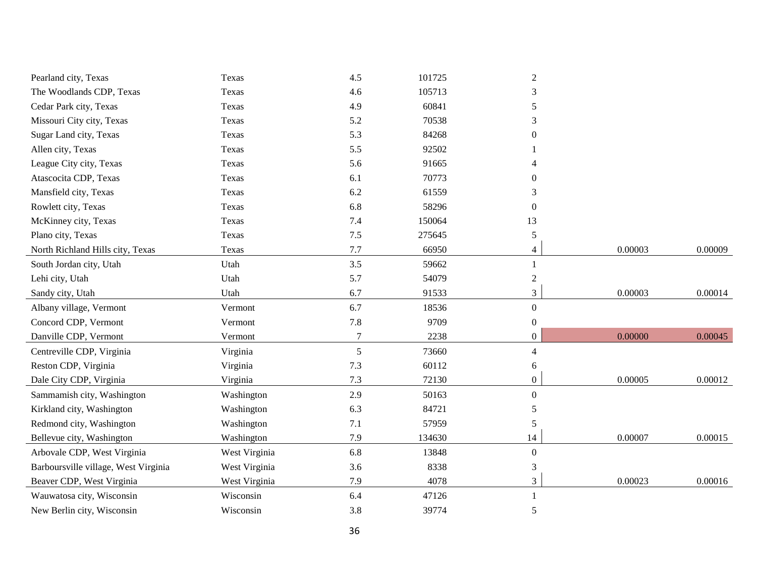| | | | | | | |
|---|---|---|---|---|---|---|
| Pearland city, Texas | Texas | 4.5 | 101725 | 2 | | |
| The Woodlands CDP, Texas | Texas | 4.6 | 105713 | 3 | | |
| Cedar Park city, Texas | Texas | 4.9 | 60841 | 5 | | |
| Missouri City city, Texas | Texas | 5.2 | 70538 | 3 | | |
| Sugar Land city, Texas | Texas | 5.3 | 84268 | 0 | | |
| Allen city, Texas | Texas | 5.5 | 92502 | 1 | | |
| League City city, Texas | Texas | 5.6 | 91665 | 4 | | |
| Atascocita CDP, Texas | Texas | 6.1 | 70773 | 0 | | |
| Mansfield city, Texas | Texas | 6.2 | 61559 | 3 | | |
| Rowlett city, Texas | Texas | 6.8 | 58296 | 0 | | |
| McKinney city, Texas | Texas | 7.4 | 150064 | 13 | | |
| Plano city, Texas | Texas | 7.5 | 275645 | 5 | | |
| North Richland Hills city, Texas | Texas | 7.7 | 66950 | 4 | 0.00003 | 0.00009 |
| South Jordan city, Utah | Utah | 3.5 | 59662 | 1 | | |
| Lehi city, Utah | Utah | 5.7 | 54079 | 2 | | |
| Sandy city, Utah | Utah | 6.7 | 91533 | 3 | 0.00003 | 0.00014 |
| Albany village, Vermont | Vermont | 6.7 | 18536 | 0 | | |
| Concord CDP, Vermont | Vermont | 7.8 | 9709 | 0 | | |
| Danville CDP, Vermont | Vermont | 7 | 2238 | 0 | 0.00000 | 0.00045 |
| Centreville CDP, Virginia | Virginia | 5 | 73660 | 4 | | |
| Reston CDP, Virginia | Virginia | 7.3 | 60112 | 6 | | |
| Dale City CDP, Virginia | Virginia | 7.3 | 72130 | 0 | 0.00005 | 0.00012 |
| Sammamish city, Washington | Washington | 2.9 | 50163 | 0 | | |
| Kirkland city, Washington | Washington | 6.3 | 84721 | 5 | | |
| Redmond city, Washington | Washington | 7.1 | 57959 | 5 | | |
| Bellevue city, Washington | Washington | 7.9 | 134630 | 14 | 0.00007 | 0.00015 |
| Arbovale CDP, West Virginia | West Virginia | 6.8 | 13848 | 0 | | |
| Barboursville village, West Virginia | West Virginia | 3.6 | 8338 | 3 | | |
| Beaver CDP, West Virginia | West Virginia | 7.9 | 4078 | 3 | 0.00023 | 0.00016 |
| Wauwatosa city, Wisconsin | Wisconsin | 6.4 | 47126 | 1 | | |
| New Berlin city, Wisconsin | Wisconsin | 3.8 | 39774 | 5 | | |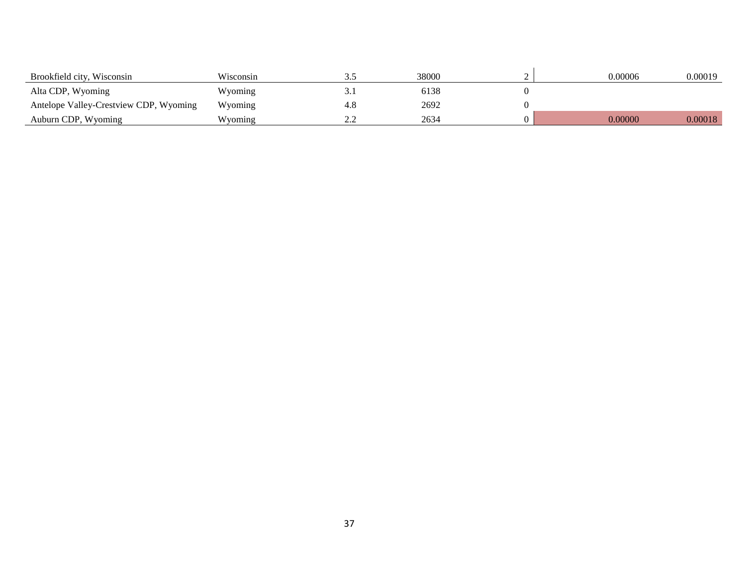| | | | | | | |
|---|---|---|---|---|---|---|
| Brookfield city, Wisconsin | Wisconsin | 3.5 | 38000 | 2 | 0.00006 | 0.00019 |
| Alta CDP, Wyoming | Wyoming | 3.1 | 6138 | 0 | | |
| Antelope Valley-Crestview CDP, Wyoming | Wyoming | 4.8 | 2692 | 0 | | |
| Auburn CDP, Wyoming | Wyoming | 2.2 | 2634 | 0 | 0.00000 | 0.00018 |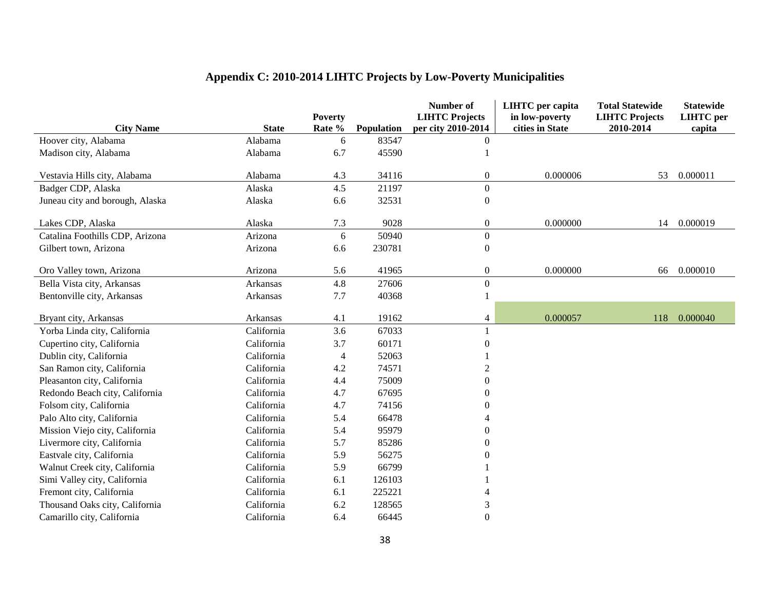# Appendix C: 2010-2014 LIHTC Projects by Low-Poverty Municipalities

| City Name | State | Poverty Rate % | Population | Number of LIHTC Projects per city 2010-2014 | LIHTC per capita in low-poverty cities in State | Total Statewide LIHTC Projects 2010-2014 | Statewide LIHTC per capita |
|---|---|---|---|---|---|---|---|
| Hoover city, Alabama | Alabama | 6 | 83547 | 0 | | | |
| Madison city, Alabama | Alabama | 6.7 | 45590 | 1 | | | |
| Vestavia Hills city, Alabama | Alabama | 4.3 | 34116 | 0 | 0.000006 | 53 | 0.000011 |
| Badger CDP, Alaska | Alaska | 4.5 | 21197 | 0 | | | |
| Juneau city and borough, Alaska | Alaska | 6.6 | 32531 | 0 | | | |
| Lakes CDP, Alaska | Alaska | 7.3 | 9028 | 0 | 0.000000 | 14 | 0.000019 |
| Catalina Foothills CDP, Arizona | Arizona | 6 | 50940 | 0 | | | |
| Gilbert town, Arizona | Arizona | 6.6 | 230781 | 0 | | | |
| Oro Valley town, Arizona | Arizona | 5.6 | 41965 | 0 | 0.000000 | 66 | 0.000010 |
| Bella Vista city, Arkansas | Arkansas | 4.8 | 27606 | 0 | | | |
| Bentonville city, Arkansas | Arkansas | 7.7 | 40368 | 1 | | | |
| Bryant city, Arkansas | Arkansas | 4.1 | 19162 | 4 | 0.000057 | 118 | 0.000040 |
| Yorba Linda city, California | California | 3.6 | 67033 | 1 | | | |
| Cupertino city, California | California | 3.7 | 60171 | 0 | | | |
| Dublin city, California | California | 4 | 52063 | 1 | | | |
| San Ramon city, California | California | 4.2 | 74571 | 2 | | | |
| Pleasanton city, California | California | 4.4 | 75009 | 0 | | | |
| Redondo Beach city, California | California | 4.7 | 67695 | 0 | | | |
| Folsom city, California | California | 4.7 | 74156 | 0 | | | |
| Palo Alto city, California | California | 5.4 | 66478 | 4 | | | |
| Mission Viejo city, California | California | 5.4 | 95979 | 0 | | | |
| Livermore city, California | California | 5.7 | 85286 | 0 | | | |
| Eastvale city, California | California | 5.9 | 56275 | 0 | | | |
| Walnut Creek city, California | California | 5.9 | 66799 | 1 | | | |
| Simi Valley city, California | California | 6.1 | 126103 | 1 | | | |
| Fremont city, California | California | 6.1 | 225221 | 4 | | | |
| Thousand Oaks city, California | California | 6.2 | 128565 | 3 | | | |
| Camarillo city, California | California | 6.4 | 66445 | 0 | | | |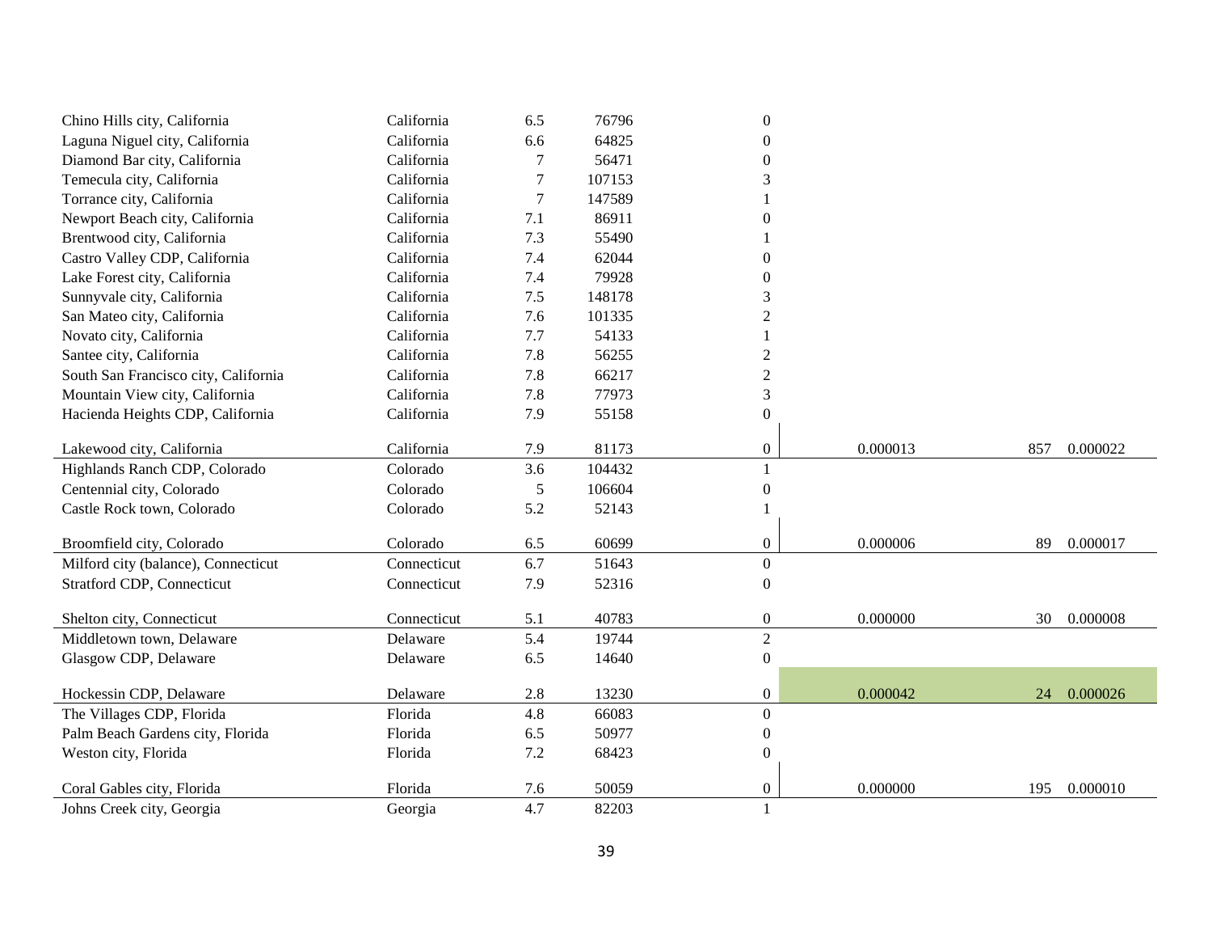| | | | | | | | |
|---|---|---|---|---|---|---|---|
| Chino Hills city, California | California | 6.5 | 76796 | 0 | | | |
| Laguna Niguel city, California | California | 6.6 | 64825 | 0 | | | |
| Diamond Bar city, California | California | 7 | 56471 | 0 | | | |
| Temecula city, California | California | 7 | 107153 | 3 | | | |
| Torrance city, California | California | 7 | 147589 | 1 | | | |
| Newport Beach city, California | California | 7.1 | 86911 | 0 | | | |
| Brentwood city, California | California | 7.3 | 55490 | 1 | | | |
| Castro Valley CDP, California | California | 7.4 | 62044 | 0 | | | |
| Lake Forest city, California | California | 7.4 | 79928 | 0 | | | |
| Sunnyvale city, California | California | 7.5 | 148178 | 3 | | | |
| San Mateo city, California | California | 7.6 | 101335 | 2 | | | |
| Novato city, California | California | 7.7 | 54133 | 1 | | | |
| Santee city, California | California | 7.8 | 56255 | 2 | | | |
| South San Francisco city, California | California | 7.8 | 66217 | 2 | | | |
| Mountain View city, California | California | 7.8 | 77973 | 3 | | | |
| Hacienda Heights CDP, California | California | 7.9 | 55158 | 0 | | | |
| Lakewood city, California | California | 7.9 | 81173 | 0 | 0.000013 | 857 | 0.000022 |
| Highlands Ranch CDP, Colorado | Colorado | 3.6 | 104432 | 1 | | | |
| Centennial city, Colorado | Colorado | 5 | 106604 | 0 | | | |
| Castle Rock town, Colorado | Colorado | 5.2 | 52143 | 1 | | | |
| Broomfield city, Colorado | Colorado | 6.5 | 60699 | 0 | 0.000006 | 89 | 0.000017 |
| Milford city (balance), Connecticut | Connecticut | 6.7 | 51643 | 0 | | | |
| Stratford CDP, Connecticut | Connecticut | 7.9 | 52316 | 0 | | | |
| Shelton city, Connecticut | Connecticut | 5.1 | 40783 | 0 | 0.000000 | 30 | 0.000008 |
| Middletown town, Delaware | Delaware | 5.4 | 19744 | 2 | | | |
| Glasgow CDP, Delaware | Delaware | 6.5 | 14640 | 0 | | | |
| Hockessin CDP, Delaware | Delaware | 2.8 | 13230 | 0 | 0.000042 | 24 | 0.000026 |
| The Villages CDP, Florida | Florida | 4.8 | 66083 | 0 | | | |
| Palm Beach Gardens city, Florida | Florida | 6.5 | 50977 | 0 | | | |
| Weston city, Florida | Florida | 7.2 | 68423 | 0 | | | |
| Coral Gables city, Florida | Florida | 7.6 | 50059 | 0 | 0.000000 | 195 | 0.000010 |
| Johns Creek city, Georgia | Georgia | 4.7 | 82203 | 1 | | | |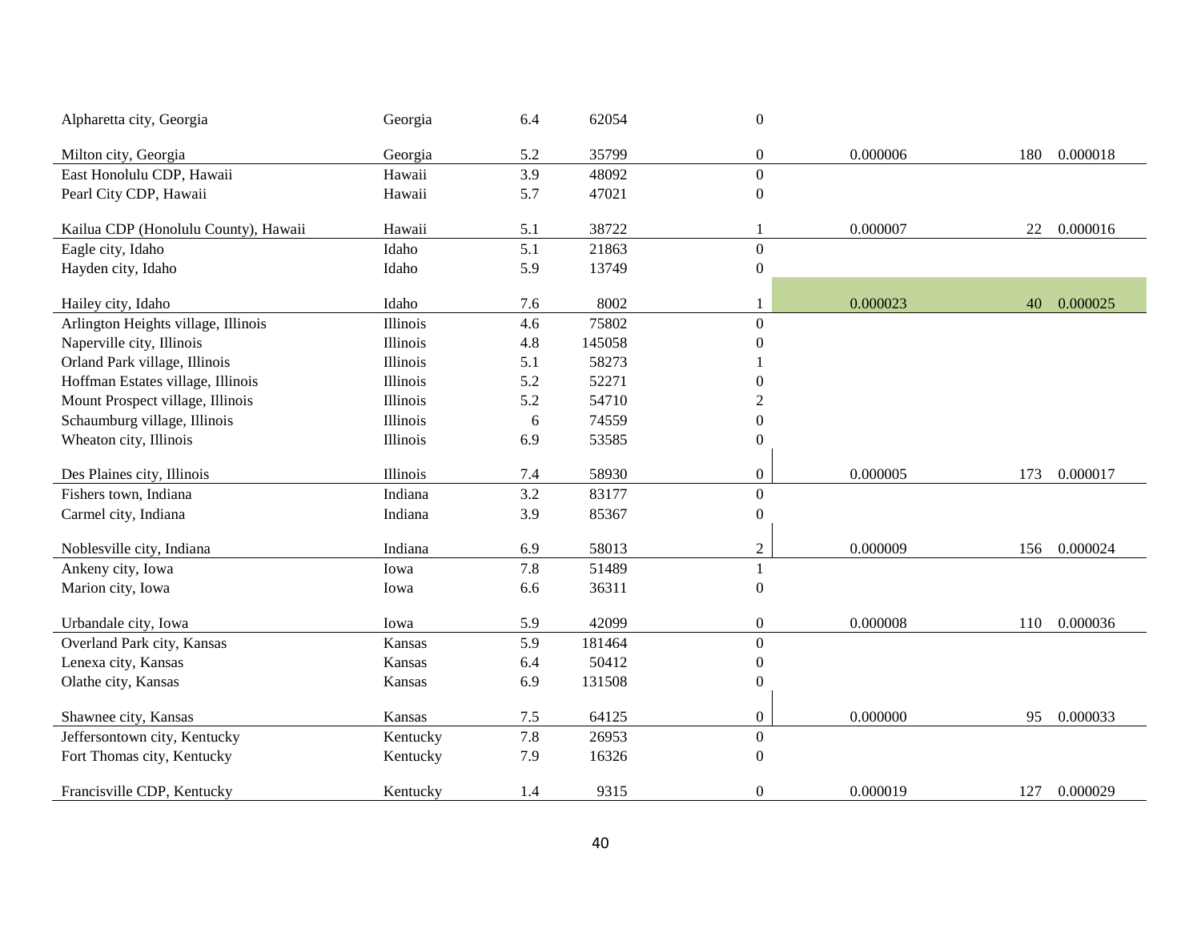| | | | | | | | |
|---|---|---|---|---|---|---|---|
| Alpharetta city, Georgia | Georgia | 6.4 | 62054 | 0 | | | |
| Milton city, Georgia | Georgia | 5.2 | 35799 | 0 | 0.000006 | 180 | 0.000018 |
| East Honolulu CDP, Hawaii | Hawaii | 3.9 | 48092 | 0 | | | |
| Pearl City CDP, Hawaii | Hawaii | 5.7 | 47021 | 0 | | | |
| Kailua CDP (Honolulu County), Hawaii | Hawaii | 5.1 | 38722 | 1 | 0.000007 | 22 | 0.000016 |
| Eagle city, Idaho | Idaho | 5.1 | 21863 | 0 | | | |
| Hayden city, Idaho | Idaho | 5.9 | 13749 | 0 | | | |
| Hailey city, Idaho | Idaho | 7.6 | 8002 | 1 | 0.000023 | 40 | 0.000025 |
| Arlington Heights village, Illinois | Illinois | 4.6 | 75802 | 0 | | | |
| Naperville city, Illinois | Illinois | 4.8 | 145058 | 0 | | | |
| Orland Park village, Illinois | Illinois | 5.1 | 58273 | 1 | | | |
| Hoffman Estates village, Illinois | Illinois | 5.2 | 52271 | 0 | | | |
| Mount Prospect village, Illinois | Illinois | 5.2 | 54710 | 2 | | | |
| Schaumburg village, Illinois | Illinois | 6 | 74559 | 0 | | | |
| Wheaton city, Illinois | Illinois | 6.9 | 53585 | 0 | | | |
| Des Plaines city, Illinois | Illinois | 7.4 | 58930 | 0 | 0.000005 | 173 | 0.000017 |
| Fishers town, Indiana | Indiana | 3.2 | 83177 | 0 | | | |
| Carmel city, Indiana | Indiana | 3.9 | 85367 | 0 | | | |
| Noblesville city, Indiana | Indiana | 6.9 | 58013 | 2 | 0.000009 | 156 | 0.000024 |
| Ankeny city, Iowa | Iowa | 7.8 | 51489 | 1 | | | |
| Marion city, Iowa | Iowa | 6.6 | 36311 | 0 | | | |
| Urbandale city, Iowa | Iowa | 5.9 | 42099 | 0 | 0.000008 | 110 | 0.000036 |
| Overland Park city, Kansas | Kansas | 5.9 | 181464 | 0 | | | |
| Lenexa city, Kansas | Kansas | 6.4 | 50412 | 0 | | | |
| Olathe city, Kansas | Kansas | 6.9 | 131508 | 0 | | | |
| Shawnee city, Kansas | Kansas | 7.5 | 64125 | 0 | 0.000000 | 95 | 0.000033 |
| Jeffersontown city, Kentucky | Kentucky | 7.8 | 26953 | 0 | | | |
| Fort Thomas city, Kentucky | Kentucky | 7.9 | 16326 | 0 | | | |
| Francisville CDP, Kentucky | Kentucky | 1.4 | 9315 | 0 | 0.000019 | 127 | 0.000029 |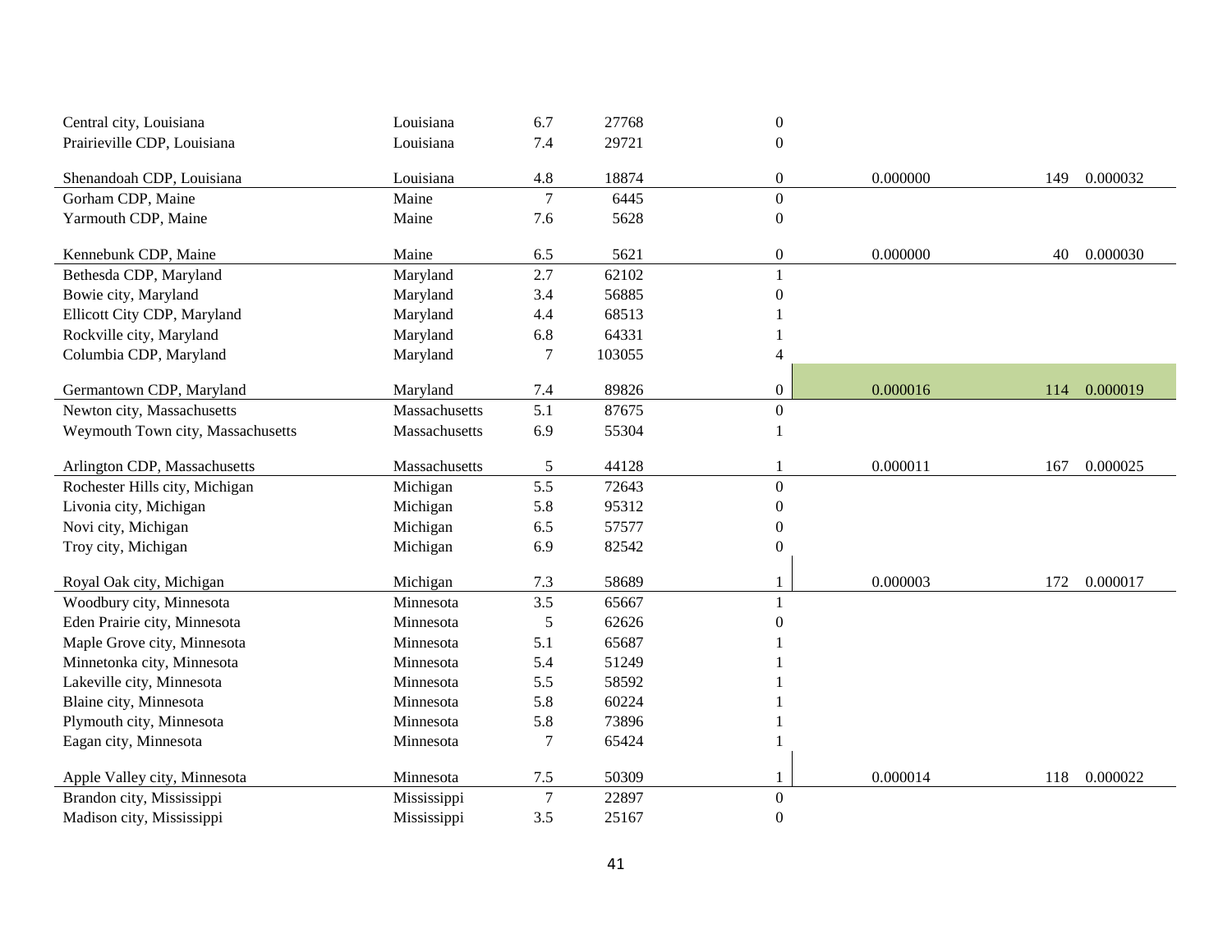| | | | | | | | |
|---|---|---|---|---|---|---|---|
| Central city, Louisiana | Louisiana | 6.7 | 27768 | 0 | | | |
| Prairieville CDP, Louisiana | Louisiana | 7.4 | 29721 | 0 | | | |
| Shenandoah CDP, Louisiana | Louisiana | 4.8 | 18874 | 0 | 0.000000 | 149 | 0.000032 |
| Gorham CDP, Maine | Maine | 7 | 6445 | 0 | | | |
| Yarmouth CDP, Maine | Maine | 7.6 | 5628 | 0 | | | |
| Kennebunk CDP, Maine | Maine | 6.5 | 5621 | 0 | 0.000000 | 40 | 0.000030 |
| Bethesda CDP, Maryland | Maryland | 2.7 | 62102 | 1 | | | |
| Bowie city, Maryland | Maryland | 3.4 | 56885 | 0 | | | |
| Ellicott City CDP, Maryland | Maryland | 4.4 | 68513 | 1 | | | |
| Rockville city, Maryland | Maryland | 6.8 | 64331 | 1 | | | |
| Columbia CDP, Maryland | Maryland | 7 | 103055 | 4 | | | |
| Germantown CDP, Maryland | Maryland | 7.4 | 89826 | 0 | 0.000016 | 114 | 0.000019 |
| Newton city, Massachusetts | Massachusetts | 5.1 | 87675 | 0 | | | |
| Weymouth Town city, Massachusetts | Massachusetts | 6.9 | 55304 | 1 | | | |
| Arlington CDP, Massachusetts | Massachusetts | 5 | 44128 | 1 | 0.000011 | 167 | 0.000025 |
| Rochester Hills city, Michigan | Michigan | 5.5 | 72643 | 0 | | | |
| Livonia city, Michigan | Michigan | 5.8 | 95312 | 0 | | | |
| Novi city, Michigan | Michigan | 6.5 | 57577 | 0 | | | |
| Troy city, Michigan | Michigan | 6.9 | 82542 | 0 | | | |
| Royal Oak city, Michigan | Michigan | 7.3 | 58689 | 1 | 0.000003 | 172 | 0.000017 |
| Woodbury city, Minnesota | Minnesota | 3.5 | 65667 | 1 | | | |
| Eden Prairie city, Minnesota | Minnesota | 5 | 62626 | 0 | | | |
| Maple Grove city, Minnesota | Minnesota | 5.1 | 65687 | 1 | | | |
| Minnetonka city, Minnesota | Minnesota | 5.4 | 51249 | 1 | | | |
| Lakeville city, Minnesota | Minnesota | 5.5 | 58592 | 1 | | | |
| Blaine city, Minnesota | Minnesota | 5.8 | 60224 | 1 | | | |
| Plymouth city, Minnesota | Minnesota | 5.8 | 73896 | 1 | | | |
| Eagan city, Minnesota | Minnesota | 7 | 65424 | 1 | | | |
| Apple Valley city, Minnesota | Minnesota | 7.5 | 50309 | 1 | 0.000014 | 118 | 0.000022 |
| Brandon city, Mississippi | Mississippi | 7 | 22897 | 0 | | | |
| Madison city, Mississippi | Mississippi | 3.5 | 25167 | 0 | | | |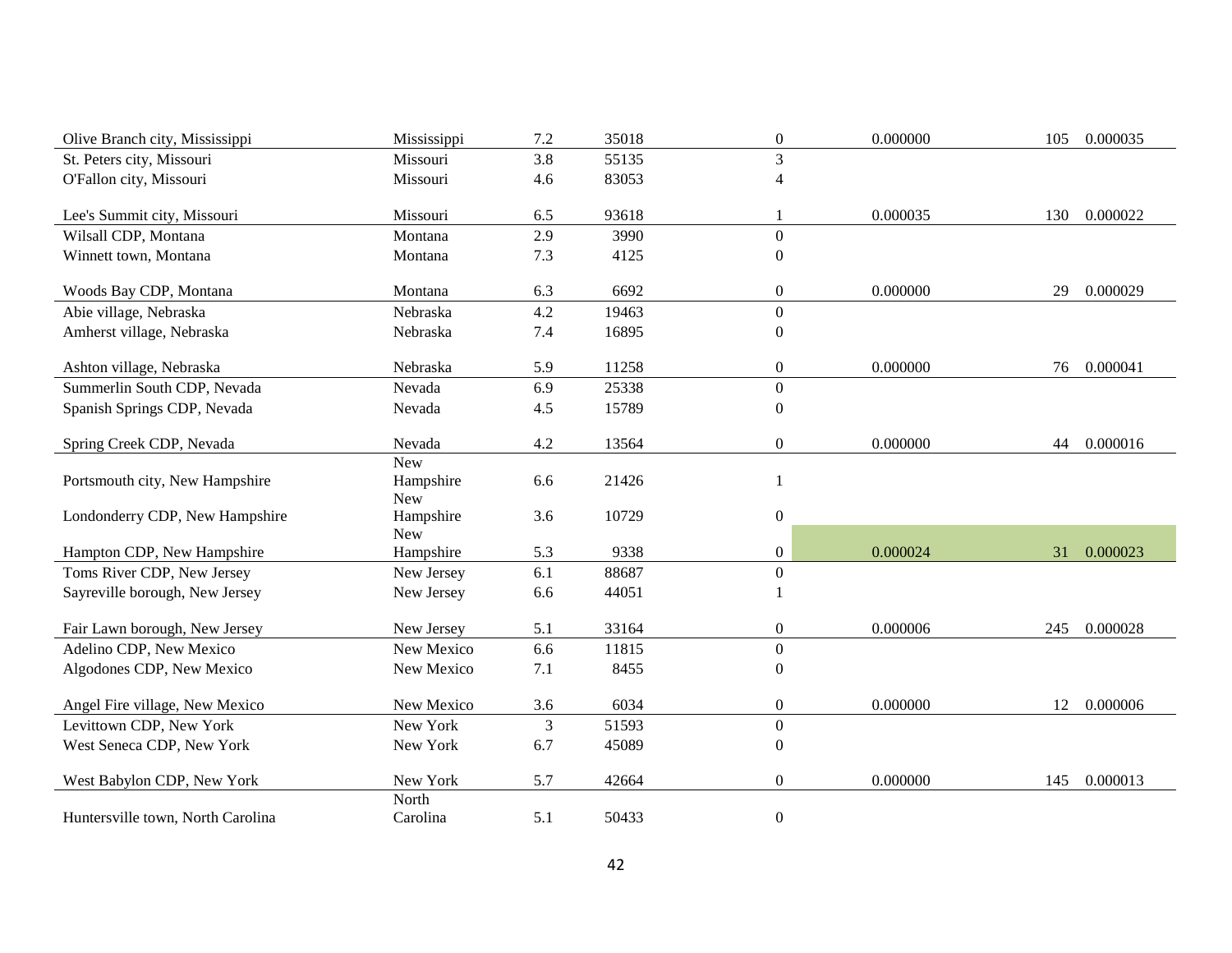| | | | | | | | |
|---|---|---|---|---|---|---|---|
| Olive Branch city, Mississippi | Mississippi | 7.2 | 35018 | 0 | 0.000000 | 105 | 0.000035 |
| St. Peters city, Missouri | Missouri | 3.8 | 55135 | 3 | | | |
| O'Fallon city, Missouri | Missouri | 4.6 | 83053 | 4 | | | |
| Lee's Summit city, Missouri | Missouri | 6.5 | 93618 | 1 | 0.000035 | 130 | 0.000022 |
| Wilsall CDP, Montana | Montana | 2.9 | 3990 | 0 | | | |
| Winnett town, Montana | Montana | 7.3 | 4125 | 0 | | | |
| Woods Bay CDP, Montana | Montana | 6.3 | 6692 | 0 | 0.000000 | 29 | 0.000029 |
| Abie village, Nebraska | Nebraska | 4.2 | 19463 | 0 | | | |
| Amherst village, Nebraska | Nebraska | 7.4 | 16895 | 0 | | | |
| Ashton village, Nebraska | Nebraska | 5.9 | 11258 | 0 | 0.000000 | 76 | 0.000041 |
| Summerlin South CDP, Nevada | Nevada | 6.9 | 25338 | 0 | | | |
| Spanish Springs CDP, Nevada | Nevada | 4.5 | 15789 | 0 | | | |
| Spring Creek CDP, Nevada | Nevada | 4.2 | 13564 | 0 | 0.000000 | 44 | 0.000016 |
| Portsmouth city, New Hampshire | New Hampshire | 6.6 | 21426 | 1 | | | |
| Londonderry CDP, New Hampshire | New Hampshire | 3.6 | 10729 | 0 | | | |
| Hampton CDP, New Hampshire | New Hampshire | 5.3 | 9338 | 0 | 0.000024 | 31 | 0.000023 |
| Toms River CDP, New Jersey | New Jersey | 6.1 | 88687 | 0 | | | |
| Sayreville borough, New Jersey | New Jersey | 6.6 | 44051 | 1 | | | |
| Fair Lawn borough, New Jersey | New Jersey | 5.1 | 33164 | 0 | 0.000006 | 245 | 0.000028 |
| Adelino CDP, New Mexico | New Mexico | 6.6 | 11815 | 0 | | | |
| Algodones CDP, New Mexico | New Mexico | 7.1 | 8455 | 0 | | | |
| Angel Fire village, New Mexico | New Mexico | 3.6 | 6034 | 0 | 0.000000 | 12 | 0.000006 |
| Levittown CDP, New York | New York | 3 | 51593 | 0 | | | |
| West Seneca CDP, New York | New York | 6.7 | 45089 | 0 | | | |
| West Babylon CDP, New York | New York | 5.7 | 42664 | 0 | 0.000000 | 145 | 0.000013 |
| Huntersville town, North Carolina | North Carolina | 5.1 | 50433 | 0 | | | |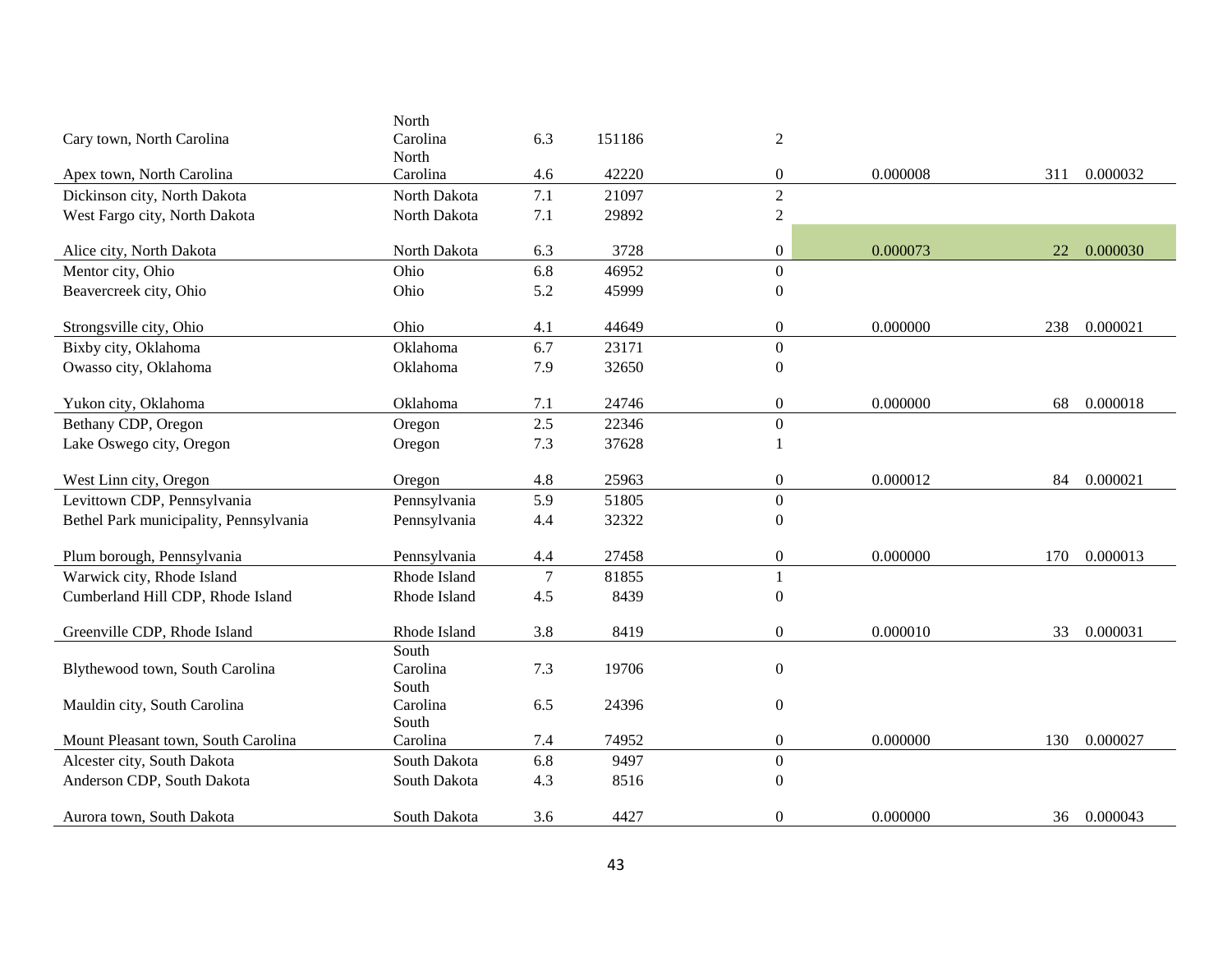| | | | | | | | |
|---|---|---|---|---|---|---|---|
| Cary town, North Carolina | North Carolina | 6.3 | 151186 | 2 | | | |
| Apex town, North Carolina | North Carolina | 4.6 | 42220 | 0 | 0.000008 | 311 | 0.000032 |
| Dickinson city, North Dakota | North Dakota | 7.1 | 21097 | 2 | | | |
| West Fargo city, North Dakota | North Dakota | 7.1 | 29892 | 2 | | | |
| Alice city, North Dakota | North Dakota | 6.3 | 3728 | 0 | 0.000073 | 22 | 0.000030 |
| Mentor city, Ohio | Ohio | 6.8 | 46952 | 0 | | | |
| Beavercreek city, Ohio | Ohio | 5.2 | 45999 | 0 | | | |
| Strongsville city, Ohio | Ohio | 4.1 | 44649 | 0 | 0.000000 | 238 | 0.000021 |
| Bixby city, Oklahoma | Oklahoma | 6.7 | 23171 | 0 | | | |
| Owasso city, Oklahoma | Oklahoma | 7.9 | 32650 | 0 | | | |
| Yukon city, Oklahoma | Oklahoma | 7.1 | 24746 | 0 | 0.000000 | 68 | 0.000018 |
| Bethany CDP, Oregon | Oregon | 2.5 | 22346 | 0 | | | |
| Lake Oswego city, Oregon | Oregon | 7.3 | 37628 | 1 | | | |
| West Linn city, Oregon | Oregon | 4.8 | 25963 | 0 | 0.000012 | 84 | 0.000021 |
| Levittown CDP, Pennsylvania | Pennsylvania | 5.9 | 51805 | 0 | | | |
| Bethel Park municipality, Pennsylvania | Pennsylvania | 4.4 | 32322 | 0 | | | |
| Plum borough, Pennsylvania | Pennsylvania | 4.4 | 27458 | 0 | 0.000000 | 170 | 0.000013 |
| Warwick city, Rhode Island | Rhode Island | 7 | 81855 | 1 | | | |
| Cumberland Hill CDP, Rhode Island | Rhode Island | 4.5 | 8439 | 0 | | | |
| Greenville CDP, Rhode Island | Rhode Island | 3.8 | 8419 | 0 | 0.000010 | 33 | 0.000031 |
| Blythewood town, South Carolina | South Carolina | 7.3 | 19706 | 0 | | | |
| Mauldin city, South Carolina | South Carolina | 6.5 | 24396 | 0 | | | |
| Mount Pleasant town, South Carolina | South Carolina | 7.4 | 74952 | 0 | 0.000000 | 130 | 0.000027 |
| Alcester city, South Dakota | South Dakota | 6.8 | 9497 | 0 | | | |
| Anderson CDP, South Dakota | South Dakota | 4.3 | 8516 | 0 | | | |
| Aurora town, South Dakota | South Dakota | 3.6 | 4427 | 0 | 0.000000 | 36 | 0.000043 |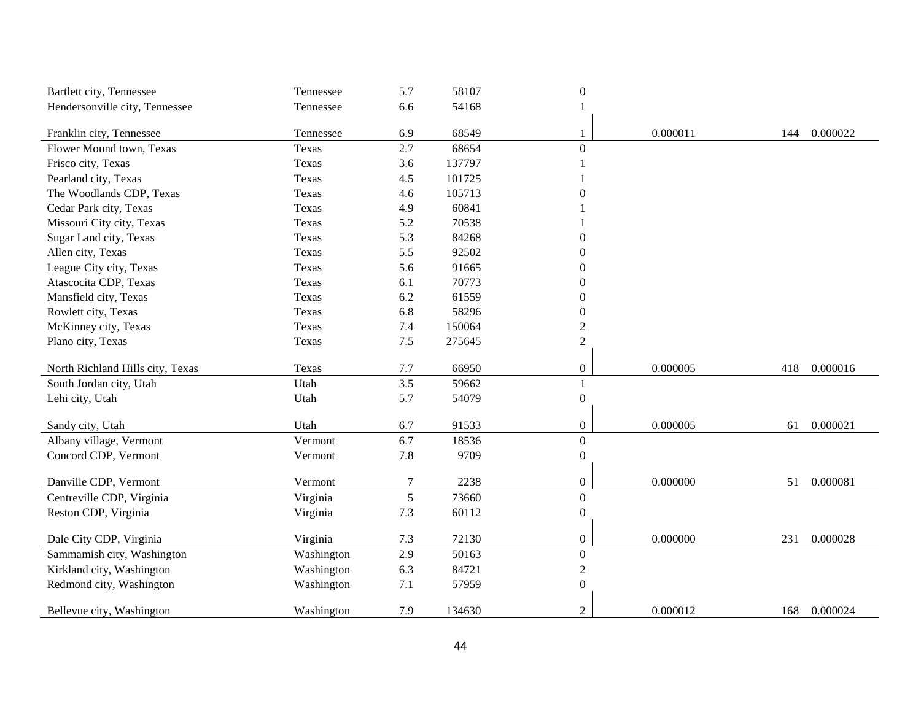| | | | | | | | |
|---|---|---|---|---|---|---|---|
| Bartlett city, Tennessee | Tennessee | 5.7 | 58107 | 0 | | | |
| Hendersonville city, Tennessee | Tennessee | 6.6 | 54168 | 1 | | | |
| Franklin city, Tennessee | Tennessee | 6.9 | 68549 | 1 | 0.000011 | 144 | 0.000022 |
| Flower Mound town, Texas | Texas | 2.7 | 68654 | 0 | | | |
| Frisco city, Texas | Texas | 3.6 | 137797 | 1 | | | |
| Pearland city, Texas | Texas | 4.5 | 101725 | 1 | | | |
| The Woodlands CDP, Texas | Texas | 4.6 | 105713 | 0 | | | |
| Cedar Park city, Texas | Texas | 4.9 | 60841 | 1 | | | |
| Missouri City city, Texas | Texas | 5.2 | 70538 | 1 | | | |
| Sugar Land city, Texas | Texas | 5.3 | 84268 | 0 | | | |
| Allen city, Texas | Texas | 5.5 | 92502 | 0 | | | |
| League City city, Texas | Texas | 5.6 | 91665 | 0 | | | |
| Atascocita CDP, Texas | Texas | 6.1 | 70773 | 0 | | | |
| Mansfield city, Texas | Texas | 6.2 | 61559 | 0 | | | |
| Rowlett city, Texas | Texas | 6.8 | 58296 | 0 | | | |
| McKinney city, Texas | Texas | 7.4 | 150064 | 2 | | | |
| Plano city, Texas | Texas | 7.5 | 275645 | 2 | | | |
| North Richland Hills city, Texas | Texas | 7.7 | 66950 | 0 | 0.000005 | 418 | 0.000016 |
| South Jordan city, Utah | Utah | 3.5 | 59662 | 1 | | | |
| Lehi city, Utah | Utah | 5.7 | 54079 | 0 | | | |
| Sandy city, Utah | Utah | 6.7 | 91533 | 0 | 0.000005 | 61 | 0.000021 |
| Albany village, Vermont | Vermont | 6.7 | 18536 | 0 | | | |
| Concord CDP, Vermont | Vermont | 7.8 | 9709 | 0 | | | |
| Danville CDP, Vermont | Vermont | 7 | 2238 | 0 | 0.000000 | 51 | 0.000081 |
| Centreville CDP, Virginia | Virginia | 5 | 73660 | 0 | | | |
| Reston CDP, Virginia | Virginia | 7.3 | 60112 | 0 | | | |
| Dale City CDP, Virginia | Virginia | 7.3 | 72130 | 0 | 0.000000 | 231 | 0.000028 |
| Sammamish city, Washington | Washington | 2.9 | 50163 | 0 | | | |
| Kirkland city, Washington | Washington | 6.3 | 84721 | 2 | | | |
| Redmond city, Washington | Washington | 7.1 | 57959 | 0 | | | |
| Bellevue city, Washington | Washington | 7.9 | 134630 | 2 | 0.000012 | 168 | 0.000024 |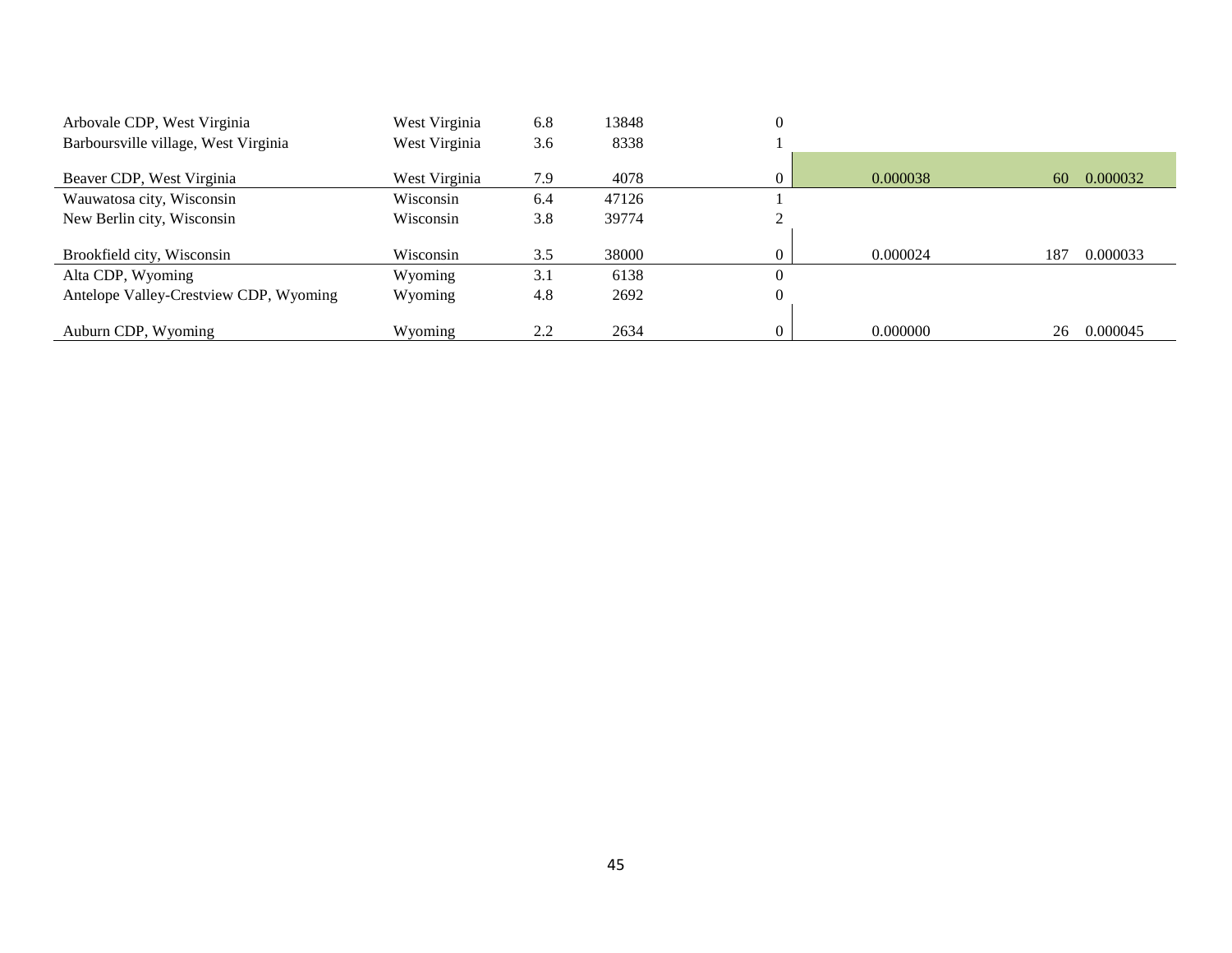| | | | | | | | |
|---|---|---|---|---|---|---|---|
| Arbovale CDP, West Virginia | West Virginia | 6.8 | 13848 | 0 | | | |
| Barboursville village, West Virginia | West Virginia | 3.6 | 8338 | 1 | | | |
| Beaver CDP, West Virginia | West Virginia | 7.9 | 4078 | 0 | 0.000038 | 60 | 0.000032 |
| Wauwatosa city, Wisconsin | Wisconsin | 6.4 | 47126 | 1 | | | |
| New Berlin city, Wisconsin | Wisconsin | 3.8 | 39774 | 2 | | | |
| Brookfield city, Wisconsin | Wisconsin | 3.5 | 38000 | 0 | 0.000024 | 187 | 0.000033 |
| Alta CDP, Wyoming | Wyoming | 3.1 | 6138 | 0 | | | |
| Antelope Valley-Crestview CDP, Wyoming | Wyoming | 4.8 | 2692 | 0 | | | |
| Auburn CDP, Wyoming | Wyoming | 2.2 | 2634 | 0 | 0.000000 | 26 | 0.000045 |